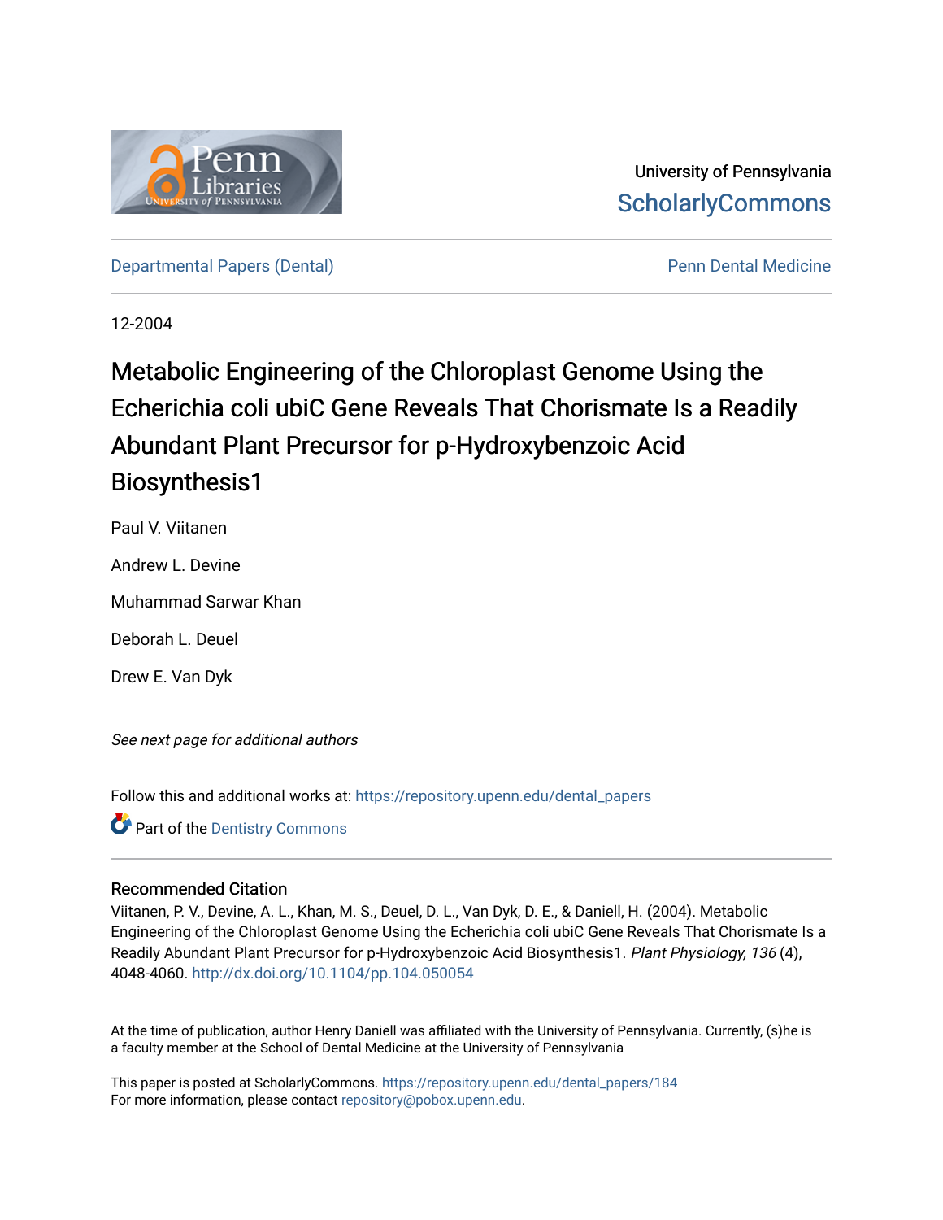University of Pennsylvania
ScholarlyCommons

Departmental Papers (Dental) | Penn Dental Medicine

12-2004

# Metabolic Engineering of the Chloroplast Genome Using the Echerichia coli ubiC Gene Reveals That Chorismate Is a Readily Abundant Plant Precursor for p-Hydroxybenzoic Acid Biosynthesis1

Paul V. Viitanen

Andrew L. Devine

Muhammad Sarwar Khan

Deborah L. Deuel

Drew E. Van Dyk

*See next page for additional authors*

Follow this and additional works at: https://repository.upenn.edu/dental_papers

Part of the Dentistry Commons

## Recommended Citation

Viitanen, P. V., Devine, A. L., Khan, M. S., Deuel, D. L., Van Dyk, D. E., & Daniell, H. (2004). Metabolic Engineering of the Chloroplast Genome Using the Echerichia coli ubiC Gene Reveals That Chorismate Is a Readily Abundant Plant Precursor for p-Hydroxybenzoic Acid Biosynthesis1. *Plant Physiology, 136* (4), 4048-4060. http://dx.doi.org/10.1104/pp.104.050054

At the time of publication, author Henry Daniell was affiliated with the University of Pennsylvania. Currently, (s)he is a faculty member at the School of Dental Medicine at the University of Pennsylvania

This paper is posted at ScholarlyCommons. https://repository.upenn.edu/dental_papers/184
For more information, please contact repository@pobox.upenn.edu.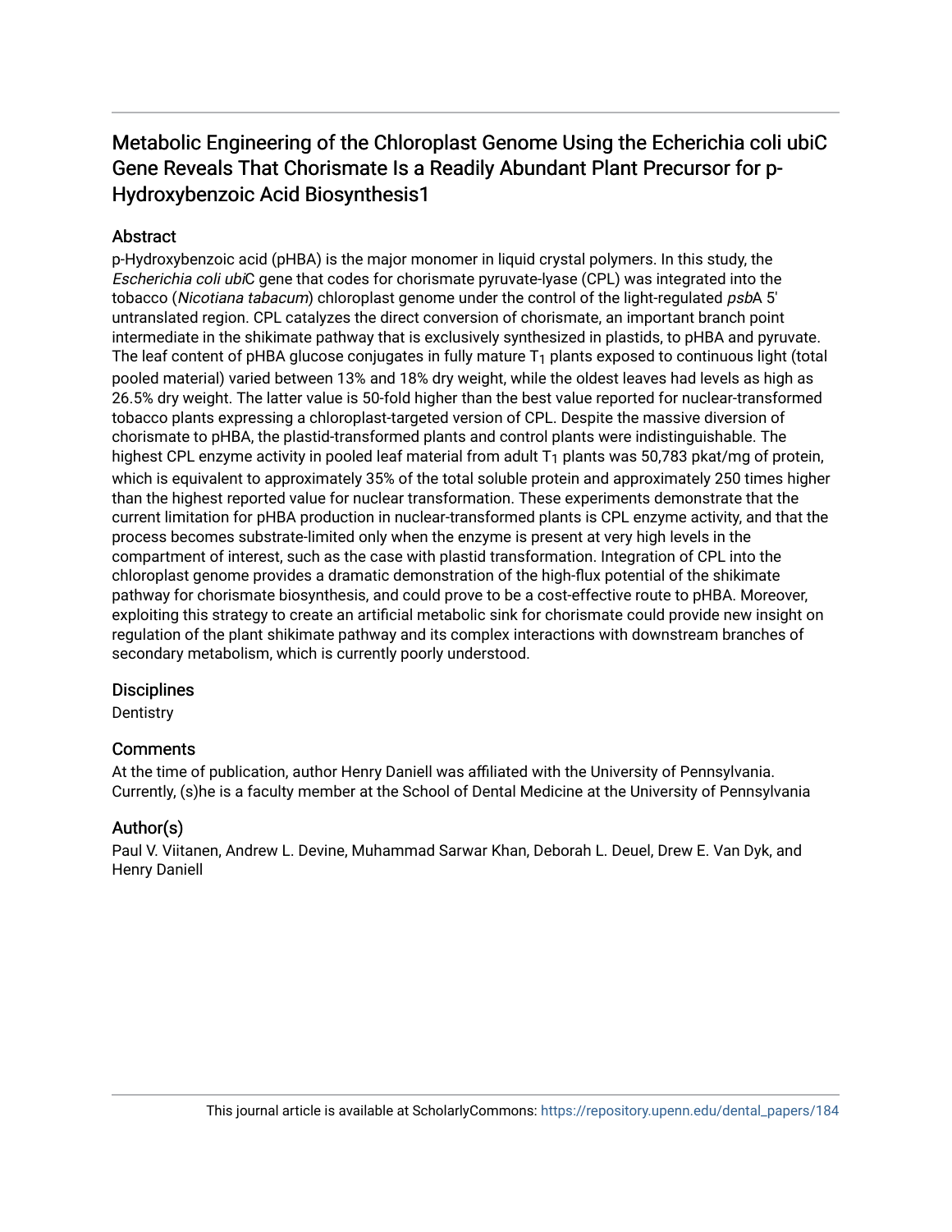# Metabolic Engineering of the Chloroplast Genome Using the Echerichia coli ubiC Gene Reveals That Chorismate Is a Readily Abundant Plant Precursor for p-Hydroxybenzoic Acid Biosynthesis1

## Abstract

p-Hydroxybenzoic acid (pHBA) is the major monomer in liquid crystal polymers. In this study, the *Escherichia coli ubi*C gene that codes for chorismate pyruvate-lyase (CPL) was integrated into the tobacco (*Nicotiana tabacum*) chloroplast genome under the control of the light-regulated *psb*A 5' untranslated region. CPL catalyzes the direct conversion of chorismate, an important branch point intermediate in the shikimate pathway that is exclusively synthesized in plastids, to pHBA and pyruvate. The leaf content of pHBA glucose conjugates in fully mature $T_1$ plants exposed to continuous light (total pooled material) varied between 13% and 18% dry weight, while the oldest leaves had levels as high as 26.5% dry weight. The latter value is 50-fold higher than the best value reported for nuclear-transformed tobacco plants expressing a chloroplast-targeted version of CPL. Despite the massive diversion of chorismate to pHBA, the plastid-transformed plants and control plants were indistinguishable. The highest CPL enzyme activity in pooled leaf material from adult $T_1$ plants was 50,783 pkat/mg of protein, which is equivalent to approximately 35% of the total soluble protein and approximately 250 times higher than the highest reported value for nuclear transformation. These experiments demonstrate that the current limitation for pHBA production in nuclear-transformed plants is CPL enzyme activity, and that the process becomes substrate-limited only when the enzyme is present at very high levels in the compartment of interest, such as the case with plastid transformation. Integration of CPL into the chloroplast genome provides a dramatic demonstration of the high-flux potential of the shikimate pathway for chorismate biosynthesis, and could prove to be a cost-effective route to pHBA. Moreover, exploiting this strategy to create an artificial metabolic sink for chorismate could provide new insight on regulation of the plant shikimate pathway and its complex interactions with downstream branches of secondary metabolism, which is currently poorly understood.

## Disciplines

Dentistry

## Comments

At the time of publication, author Henry Daniell was affiliated with the University of Pennsylvania. Currently, (s)he is a faculty member at the School of Dental Medicine at the University of Pennsylvania

## Author(s)

Paul V. Viitanen, Andrew L. Devine, Muhammad Sarwar Khan, Deborah L. Deuel, Drew E. Van Dyk, and Henry Daniell

This journal article is available at ScholarlyCommons: https://repository.upenn.edu/dental_papers/184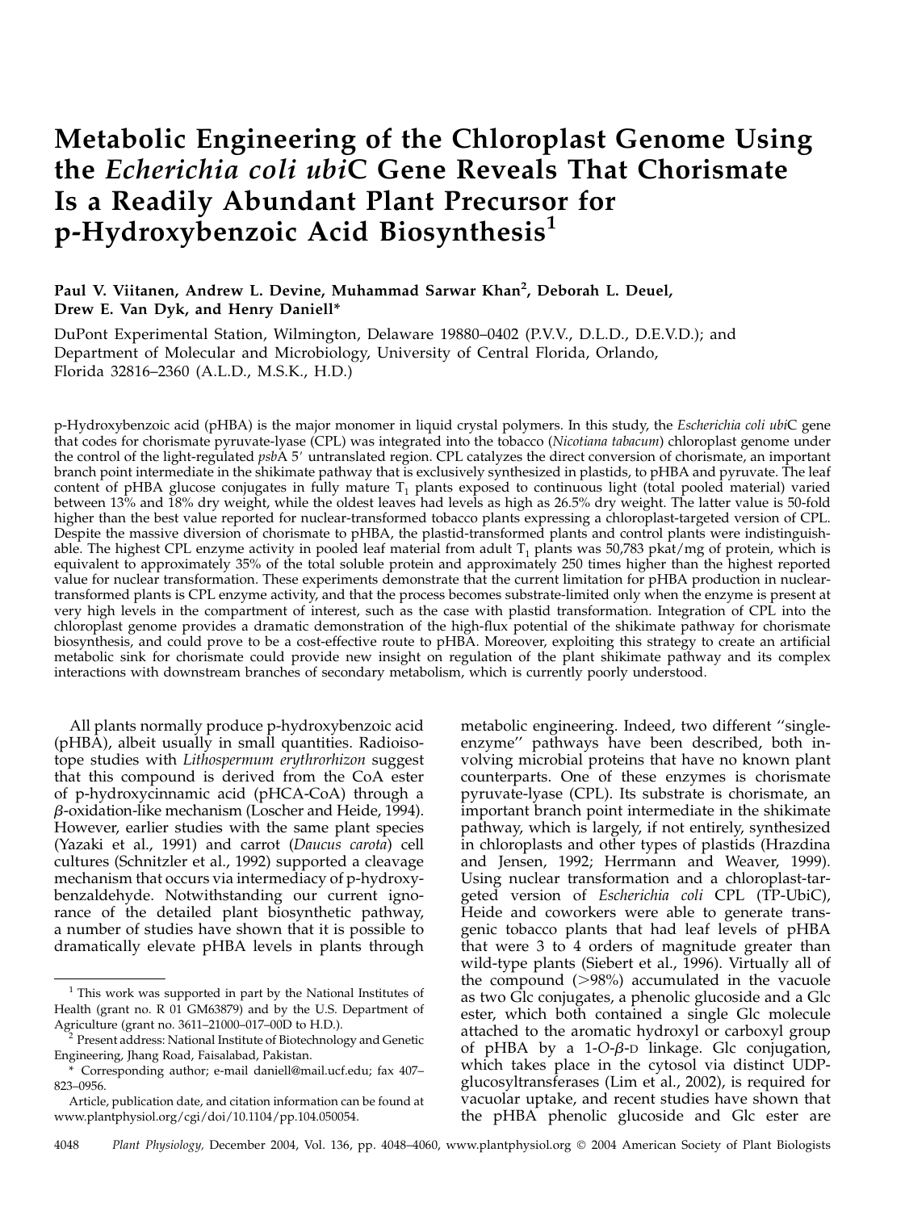# Metabolic Engineering of the Chloroplast Genome Using the *Echerichia coli ubi*C Gene Reveals That Chorismate Is a Readily Abundant Plant Precursor for p-Hydroxybenzoic Acid Biosynthesis[1]

**Paul V. Viitanen, Andrew L. Devine, Muhammad Sarwar Khan[2], Deborah L. Deuel, Drew E. Van Dyk, and Henry Daniell***

DuPont Experimental Station, Wilmington, Delaware 19880–0402 (P.V.V., D.L.D., D.E.V.D.); and Department of Molecular and Microbiology, University of Central Florida, Orlando, Florida 32816–2360 (A.L.D., M.S.K., H.D.)

p-Hydroxybenzoic acid (pHBA) is the major monomer in liquid crystal polymers. In this study, the *Escherichia coli ubi*C gene that codes for chorismate pyruvate-lyase (CPL) was integrated into the tobacco (*Nicotiana tabacum*) chloroplast genome under the control of the light-regulated *psb*A 5′ untranslated region. CPL catalyzes the direct conversion of chorismate, an important branch point intermediate in the shikimate pathway that is exclusively synthesized in plastids, to pHBA and pyruvate. The leaf content of pHBA glucose conjugates in fully mature $T_1$ plants exposed to continuous light (total pooled material) varied between 13% and 18% dry weight, while the oldest leaves had levels as high as 26.5% dry weight. The latter value is 50-fold higher than the best value reported for nuclear-transformed tobacco plants expressing a chloroplast-targeted version of CPL. Despite the massive diversion of chorismate to pHBA, the plastid-transformed plants and control plants were indistinguishable. The highest CPL enzyme activity in pooled leaf material from adult $T_1$ plants was 50,783 pkat/mg of protein, which is equivalent to approximately 35% of the total soluble protein and approximately 250 times higher than the highest reported value for nuclear transformation. These experiments demonstrate that the current limitation for pHBA production in nuclear-transformed plants is CPL enzyme activity, and that the process becomes substrate-limited only when the enzyme is present at very high levels in the compartment of interest, such as the case with plastid transformation. Integration of CPL into the chloroplast genome provides a dramatic demonstration of the high-flux potential of the shikimate pathway for chorismate biosynthesis, and could prove to be a cost-effective route to pHBA. Moreover, exploiting this strategy to create an artificial metabolic sink for chorismate could provide new insight on regulation of the plant shikimate pathway and its complex interactions with downstream branches of secondary metabolism, which is currently poorly understood.

All plants normally produce p-hydroxybenzoic acid (pHBA), albeit usually in small quantities. Radioisotope studies with *Lithospermum erythrorhizon* suggest that this compound is derived from the CoA ester of p-hydroxycinnamic acid (pHCA-CoA) through a β-oxidation-like mechanism (Loscher and Heide, 1994). However, earlier studies with the same plant species (Yazaki et al., 1991) and carrot (*Daucus carota*) cell cultures (Schnitzler et al., 1992) supported a cleavage mechanism that occurs via intermediacy of p-hydroxybenzaldehyde. Notwithstanding our current ignorance of the detailed plant biosynthetic pathway, a number of studies have shown that it is possible to dramatically elevate pHBA levels in plants through metabolic engineering. Indeed, two different "single-enzyme" pathways have been described, both involving microbial proteins that have no known plant counterparts. One of these enzymes is chorismate pyruvate-lyase (CPL). Its substrate is chorismate, an important branch point intermediate in the shikimate pathway, which is largely, if not entirely, synthesized in chloroplasts and other types of plastids (Hrazdina and Jensen, 1992; Herrmann and Weaver, 1999). Using nuclear transformation and a chloroplast-targeted version of *Escherichia coli* CPL (TP-UbiC), Heide and coworkers were able to generate transgenic tobacco plants that had leaf levels of pHBA that were 3 to 4 orders of magnitude greater than wild-type plants (Siebert et al., 1996). Virtually all of the compound (>98%) accumulated in the vacuole as two Glc conjugates, a phenolic glucoside and a Glc ester, which both contained a single Glc molecule attached to the aromatic hydroxyl or carboxyl group of pHBA by a 1-*O*-β-D linkage. Glc conjugation, which takes place in the cytosol via distinct UDP-glucosyltransferases (Lim et al., 2002), is required for vacuolar uptake, and recent studies have shown that the pHBA phenolic glucoside and Glc ester are

---

[1] This work was supported in part by the National Institutes of Health (grant no. R 01 GM63879) and by the U.S. Department of Agriculture (grant no. 3611–21000–017–00D to H.D.).

[2] Present address: National Institute of Biotechnology and Genetic Engineering, Jhang Road, Faisalabad, Pakistan.

\* Corresponding author; e-mail daniell@mail.ucf.edu; fax 407–823–0956.

Article, publication date, and citation information can be found at www.plantphysiol.org/cgi/doi/10.1104/pp.104.050054.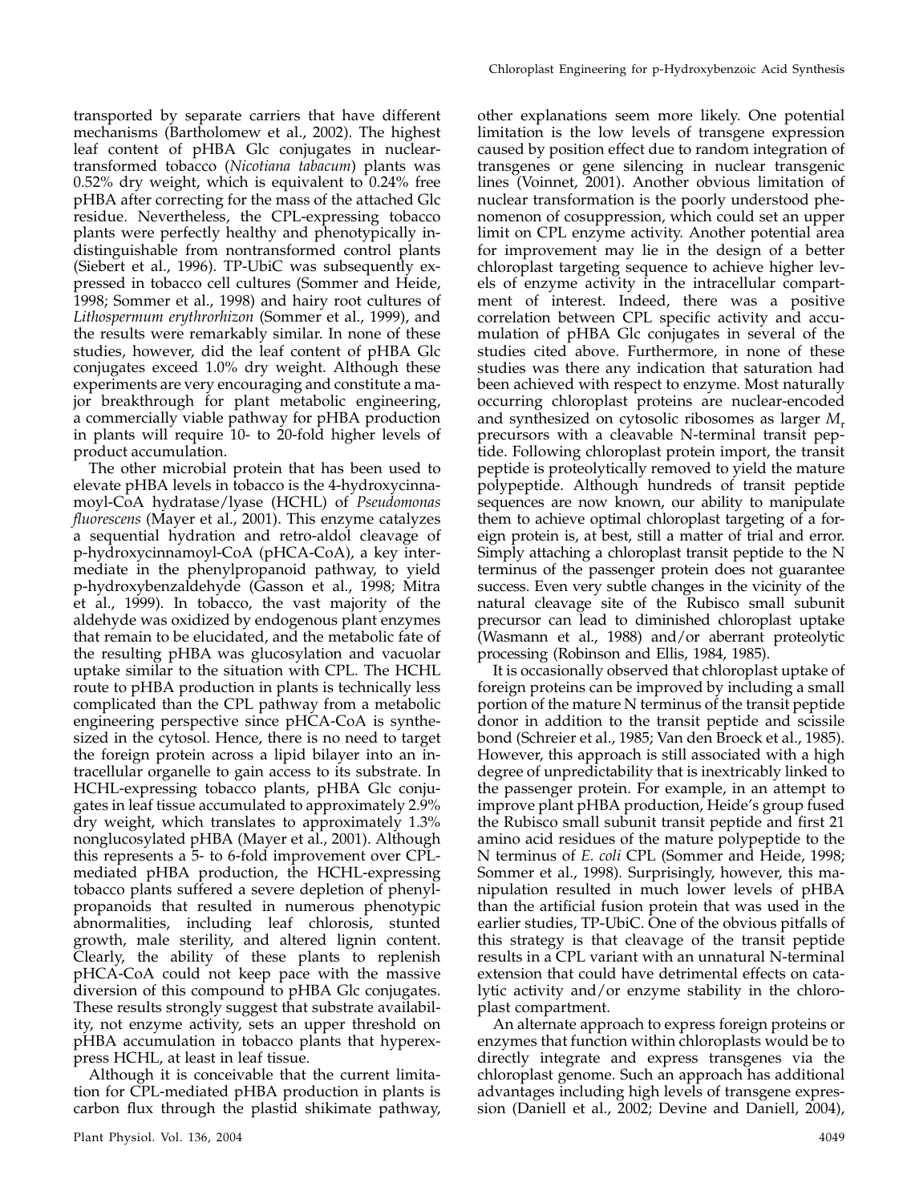transported by separate carriers that have different mechanisms (Bartholomew et al., 2002). The highest leaf content of pHBA Glc conjugates in nuclear-transformed tobacco (*Nicotiana tabacum*) plants was 0.52% dry weight, which is equivalent to 0.24% free pHBA after correcting for the mass of the attached Glc residue. Nevertheless, the CPL-expressing tobacco plants were perfectly healthy and phenotypically indistinguishable from nontransformed control plants (Siebert et al., 1996). TP-UbiC was subsequently expressed in tobacco cell cultures (Sommer and Heide, 1998; Sommer et al., 1998) and hairy root cultures of *Lithospermum erythrorhizon* (Sommer et al., 1999), and the results were remarkably similar. In none of these studies, however, did the leaf content of pHBA Glc conjugates exceed 1.0% dry weight. Although these experiments are very encouraging and constitute a major breakthrough for plant metabolic engineering, a commercially viable pathway for pHBA production in plants will require 10- to 20-fold higher levels of product accumulation.

The other microbial protein that has been used to elevate pHBA levels in tobacco is the 4-hydroxycinnamoyl-CoA hydratase/lyase (HCHL) of *Pseudomonas fluorescens* (Mayer et al., 2001). This enzyme catalyzes a sequential hydration and retro-aldol cleavage of p-hydroxycinnamoyl-CoA (pHCA-CoA), a key intermediate in the phenylpropanoid pathway, to yield p-hydroxybenzaldehyde (Gasson et al., 1998; Mitra et al., 1999). In tobacco, the vast majority of the aldehyde was oxidized by endogenous plant enzymes that remain to be elucidated, and the metabolic fate of the resulting pHBA was glucosylation and vacuolar uptake similar to the situation with CPL. The HCHL route to pHBA production in plants is technically less complicated than the CPL pathway from a metabolic engineering perspective since pHCA-CoA is synthesized in the cytosol. Hence, there is no need to target the foreign protein across a lipid bilayer into an intracellular organelle to gain access to its substrate. In HCHL-expressing tobacco plants, pHBA Glc conjugates in leaf tissue accumulated to approximately 2.9% dry weight, which translates to approximately 1.3% nonglucosylated pHBA (Mayer et al., 2001). Although this represents a 5- to 6-fold improvement over CPL-mediated pHBA production, the HCHL-expressing tobacco plants suffered a severe depletion of phenylpropanoids that resulted in numerous phenotypic abnormalities, including leaf chlorosis, stunted growth, male sterility, and altered lignin content. Clearly, the ability of these plants to replenish pHCA-CoA could not keep pace with the massive diversion of this compound to pHBA Glc conjugates. These results strongly suggest that substrate availability, not enzyme activity, sets an upper threshold on pHBA accumulation in tobacco plants that hyperexpress HCHL, at least in leaf tissue.

Although it is conceivable that the current limitation for CPL-mediated pHBA production in plants is carbon flux through the plastid shikimate pathway, other explanations seem more likely. One potential limitation is the low levels of transgene expression caused by position effect due to random integration of transgenes or gene silencing in nuclear transgenic lines (Voinnet, 2001). Another obvious limitation of nuclear transformation is the poorly understood phenomenon of cosuppression, which could set an upper limit on CPL enzyme activity. Another potential area for improvement may lie in the design of a better chloroplast targeting sequence to achieve higher levels of enzyme activity in the intracellular compartment of interest. Indeed, there was a positive correlation between CPL specific activity and accumulation of pHBA Glc conjugates in several of the studies cited above. Furthermore, in none of these studies was there any indication that saturation had been achieved with respect to enzyme. Most naturally occurring chloroplast proteins are nuclear-encoded and synthesized on cytosolic ribosomes as larger $M_r$ precursors with a cleavable N-terminal transit peptide. Following chloroplast protein import, the transit peptide is proteolytically removed to yield the mature polypeptide. Although hundreds of transit peptide sequences are now known, our ability to manipulate them to achieve optimal chloroplast targeting of a foreign protein is, at best, still a matter of trial and error. Simply attaching a chloroplast transit peptide to the N terminus of the passenger protein does not guarantee success. Even very subtle changes in the vicinity of the natural cleavage site of the Rubisco small subunit precursor can lead to diminished chloroplast uptake (Wasmann et al., 1988) and/or aberrant proteolytic processing (Robinson and Ellis, 1984, 1985).

It is occasionally observed that chloroplast uptake of foreign proteins can be improved by including a small portion of the mature N terminus of the transit peptide donor in addition to the transit peptide and scissile bond (Schreier et al., 1985; Van den Broeck et al., 1985). However, this approach is still associated with a high degree of unpredictability that is inextricably linked to the passenger protein. For example, in an attempt to improve plant pHBA production, Heide's group fused the Rubisco small subunit transit peptide and first 21 amino acid residues of the mature polypeptide to the N terminus of *E. coli* CPL (Sommer and Heide, 1998; Sommer et al., 1998). Surprisingly, however, this manipulation resulted in much lower levels of pHBA than the artificial fusion protein that was used in the earlier studies, TP-UbiC. One of the obvious pitfalls of this strategy is that cleavage of the transit peptide results in a CPL variant with an unnatural N-terminal extension that could have detrimental effects on catalytic activity and/or enzyme stability in the chloroplast compartment.

An alternate approach to express foreign proteins or enzymes that function within chloroplasts would be to directly integrate and express transgenes via the chloroplast genome. Such an approach has additional advantages including high levels of transgene expression (Daniell et al., 2002; Devine and Daniell, 2004),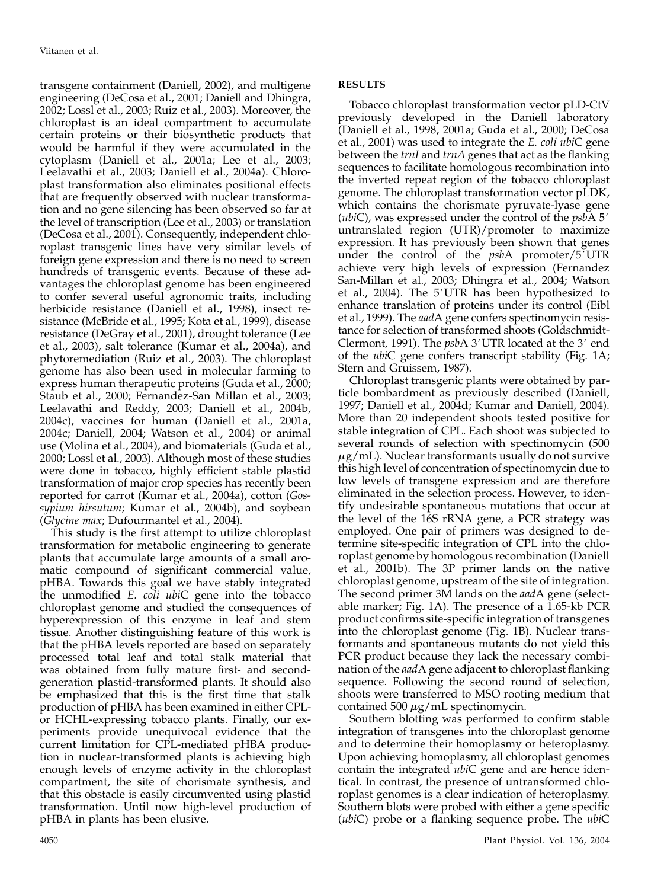transgene containment (Daniell, 2002), and multigene engineering (DeCosa et al., 2001; Daniell and Dhingra, 2002; Lossl et al., 2003; Ruiz et al., 2003). Moreover, the chloroplast is an ideal compartment to accumulate certain proteins or their biosynthetic products that would be harmful if they were accumulated in the cytoplasm (Daniell et al., 2001a; Lee et al., 2003; Leelavathi et al., 2003; Daniell et al., 2004a). Chloroplast transformation also eliminates positional effects that are frequently observed with nuclear transformation and no gene silencing has been observed so far at the level of transcription (Lee et al., 2003) or translation (DeCosa et al., 2001). Consequently, independent chloroplast transgenic lines have very similar levels of foreign gene expression and there is no need to screen hundreds of transgenic events. Because of these advantages the chloroplast genome has been engineered to confer several useful agronomic traits, including herbicide resistance (Daniell et al., 1998), insect resistance (McBride et al., 1995; Kota et al., 1999), disease resistance (DeGray et al., 2001), drought tolerance (Lee et al., 2003), salt tolerance (Kumar et al., 2004a), and phytoremediation (Ruiz et al., 2003). The chloroplast genome has also been used in molecular farming to express human therapeutic proteins (Guda et al., 2000; Staub et al., 2000; Fernandez-San Millan et al., 2003; Leelavathi and Reddy, 2003; Daniell et al., 2004b, 2004c), vaccines for human (Daniell et al., 2001a, 2004c; Daniell, 2004; Watson et al., 2004) or animal use (Molina et al., 2004), and biomaterials (Guda et al., 2000; Lossl et al., 2003). Although most of these studies were done in tobacco, highly efficient stable plastid transformation of major crop species has recently been reported for carrot (Kumar et al., 2004a), cotton (*Gossypium hirsutum*; Kumar et al., 2004b), and soybean (*Glycine max*; Dufourmantel et al., 2004).

This study is the first attempt to utilize chloroplast transformation for metabolic engineering to generate plants that accumulate large amounts of a small aromatic compound of significant commercial value, pHBA. Towards this goal we have stably integrated the unmodified *E. coli ubi*C gene into the tobacco chloroplast genome and studied the consequences of hyperexpression of this enzyme in leaf and stem tissue. Another distinguishing feature of this work is that the pHBA levels reported are based on separately processed total leaf and total stalk material that was obtained from fully mature first- and second-generation plastid-transformed plants. It should also be emphasized that this is the first time that stalk production of pHBA has been examined in either CPL- or HCHL-expressing tobacco plants. Finally, our experiments provide unequivocal evidence that the current limitation for CPL-mediated pHBA production in nuclear-transformed plants is achieving high enough levels of enzyme activity in the chloroplast compartment, the site of chorismate synthesis, and that this obstacle is easily circumvented using plastid transformation. Until now high-level production of pHBA in plants has been elusive.

## RESULTS

Tobacco chloroplast transformation vector pLD-CtV previously developed in the Daniell laboratory (Daniell et al., 1998, 2001a; Guda et al., 2000; DeCosa et al., 2001) was used to integrate the *E. coli ubi*C gene between the *trnI* and *trnA* genes that act as the flanking sequences to facilitate homologous recombination into the inverted repeat region of the tobacco chloroplast genome. The chloroplast transformation vector pLDK, which contains the chorismate pyruvate-lyase gene (*ubi*C), was expressed under the control of the *psb*A 5′ untranslated region (UTR)/promoter to maximize expression. It has previously been shown that genes under the control of the *psb*A promoter/5′UTR achieve very high levels of expression (Fernandez San-Millan et al., 2003; Dhingra et al., 2004; Watson et al., 2004). The 5′UTR has been hypothesized to enhance translation of proteins under its control (Eibl et al., 1999). The *aad*A gene confers spectinomycin resistance for selection of transformed shoots (Goldschmidt-Clermont, 1991). The *psb*A 3′UTR located at the 3′ end of the *ubi*C gene confers transcript stability (Fig. 1A; Stern and Gruissem, 1987).

Chloroplast transgenic plants were obtained by particle bombardment as previously described (Daniell, 1997; Daniell et al., 2004d; Kumar and Daniell, 2004). More than 20 independent shoots tested positive for stable integration of CPL. Each shoot was subjected to several rounds of selection with spectinomycin (500 $\mu$g/mL). Nuclear transformants usually do not survive this high level of concentration of spectinomycin due to low levels of transgene expression and are therefore eliminated in the selection process. However, to identify undesirable spontaneous mutations that occur at the level of the 16S rRNA gene, a PCR strategy was employed. One pair of primers was designed to determine site-specific integration of CPL into the chloroplast genome by homologous recombination (Daniell et al., 2001b). The 3P primer lands on the native chloroplast genome, upstream of the site of integration. The second primer 3M lands on the *aad*A gene (selectable marker; Fig. 1A). The presence of a 1.65-kb PCR product confirms site-specific integration of transgenes into the chloroplast genome (Fig. 1B). Nuclear transformants and spontaneous mutants do not yield this PCR product because they lack the necessary combination of the *aad*A gene adjacent to chloroplast flanking sequence. Following the second round of selection, shoots were transferred to MSO rooting medium that contained 500 $\mu$g/mL spectinomycin.

Southern blotting was performed to confirm stable integration of transgenes into the chloroplast genome and to determine their homoplasmy or heteroplasmy. Upon achieving homoplasmy, all chloroplast genomes contain the integrated *ubi*C gene and are hence identical. In contrast, the presence of untransformed chloroplast genomes is a clear indication of heteroplasmy. Southern blots were probed with either a gene specific (*ubi*C) probe or a flanking sequence probe. The *ubi*C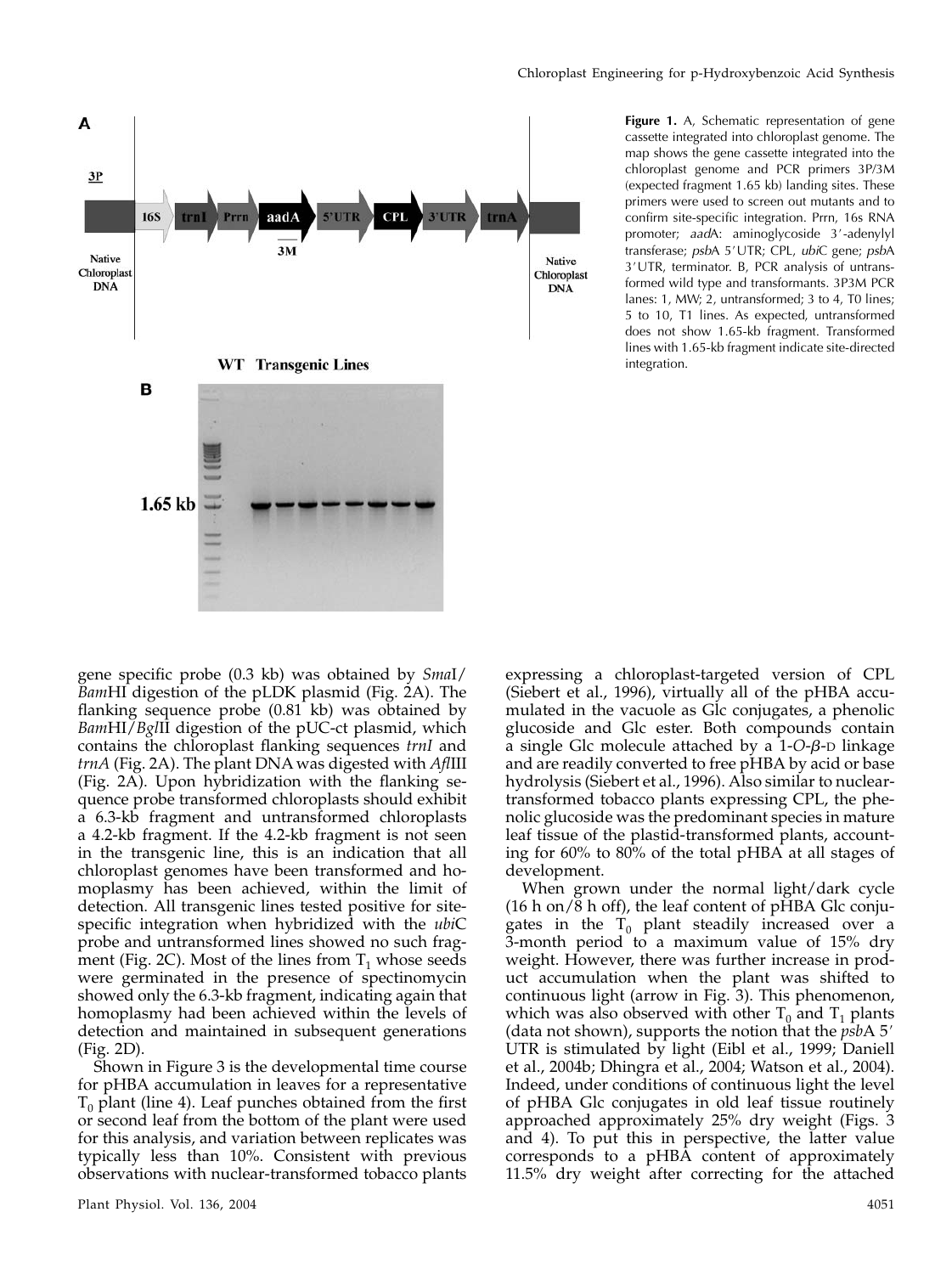**Figure 1.** A, Schematic representation of gene cassette integrated into chloroplast genome. The map shows the gene cassette integrated into the chloroplast genome and PCR primers 3P/3M (expected fragment 1.65 kb) landing sites. These primers were used to screen out mutants and to confirm site-specific integration. Prrn, 16s RNA promoter; *aad*A: aminoglycoside 3′-adenylyl transferase; *psb*A 5′UTR; CPL, *ubi*C gene; *psb*A 3′UTR, terminator. B, PCR analysis of untransformed wild type and transformants. 3P3M PCR lanes: 1, MW; 2, untransformed; 3 to 4, T0 lines; 5 to 10, T1 lines. As expected, untransformed does not show 1.65-kb fragment. Transformed lines with 1.65-kb fragment indicate site-directed integration.

gene specific probe (0.3 kb) was obtained by *Sma*I/*Bam*HI digestion of the pLDK plasmid (Fig. 2A). The flanking sequence probe (0.81 kb) was obtained by *Bam*HI/*Bgl*II digestion of the pUC-ct plasmid, which contains the chloroplast flanking sequences *trnI* and *trnA* (Fig. 2A). The plant DNA was digested with *Afl*III (Fig. 2A). Upon hybridization with the flanking sequence probe transformed chloroplasts should exhibit a 6.3-kb fragment and untransformed chloroplasts a 4.2-kb fragment. If the 4.2-kb fragment is not seen in the transgenic line, this is an indication that all chloroplast genomes have been transformed and homoplasmy has been achieved, within the limit of detection. All transgenic lines tested positive for site-specific integration when hybridized with the *ubi*C probe and untransformed lines showed no such fragment (Fig. 2C). Most of the lines from $T_1$ whose seeds were germinated in the presence of spectinomycin showed only the 6.3-kb fragment, indicating again that homoplasmy had been achieved within the levels of detection and maintained in subsequent generations (Fig. 2D).

Shown in Figure 3 is the developmental time course for pHBA accumulation in leaves for a representative $T_0$ plant (line 4). Leaf punches obtained from the first or second leaf from the bottom of the plant were used for this analysis, and variation between replicates was typically less than 10%. Consistent with previous observations with nuclear-transformed tobacco plants expressing a chloroplast-targeted version of CPL (Siebert et al., 1996), virtually all of the pHBA accumulated in the vacuole as Glc conjugates, a phenolic glucoside and Glc ester. Both compounds contain a single Glc molecule attached by a 1-*O*-β-D linkage and are readily converted to free pHBA by acid or base hydrolysis (Siebert et al., 1996). Also similar to nuclear-transformed tobacco plants expressing CPL, the phenolic glucoside was the predominant species in mature leaf tissue of the plastid-transformed plants, accounting for 60% to 80% of the total pHBA at all stages of development.

When grown under the normal light/dark cycle (16 h on/8 h off), the leaf content of pHBA Glc conjugates in the $T_0$ plant steadily increased over a 3-month period to a maximum value of 15% dry weight. However, there was further increase in product accumulation when the plant was shifted to continuous light (arrow in Fig. 3). This phenomenon, which was also observed with other $T_0$ and $T_1$ plants (data not shown), supports the notion that the *psb*A 5′ UTR is stimulated by light (Eibl et al., 1999; Daniell et al., 2004b; Dhingra et al., 2004; Watson et al., 2004). Indeed, under conditions of continuous light the level of pHBA Glc conjugates in old leaf tissue routinely approached approximately 25% dry weight (Figs. 3 and 4). To put this in perspective, the latter value corresponds to a pHBA content of approximately 11.5% dry weight after correcting for the attached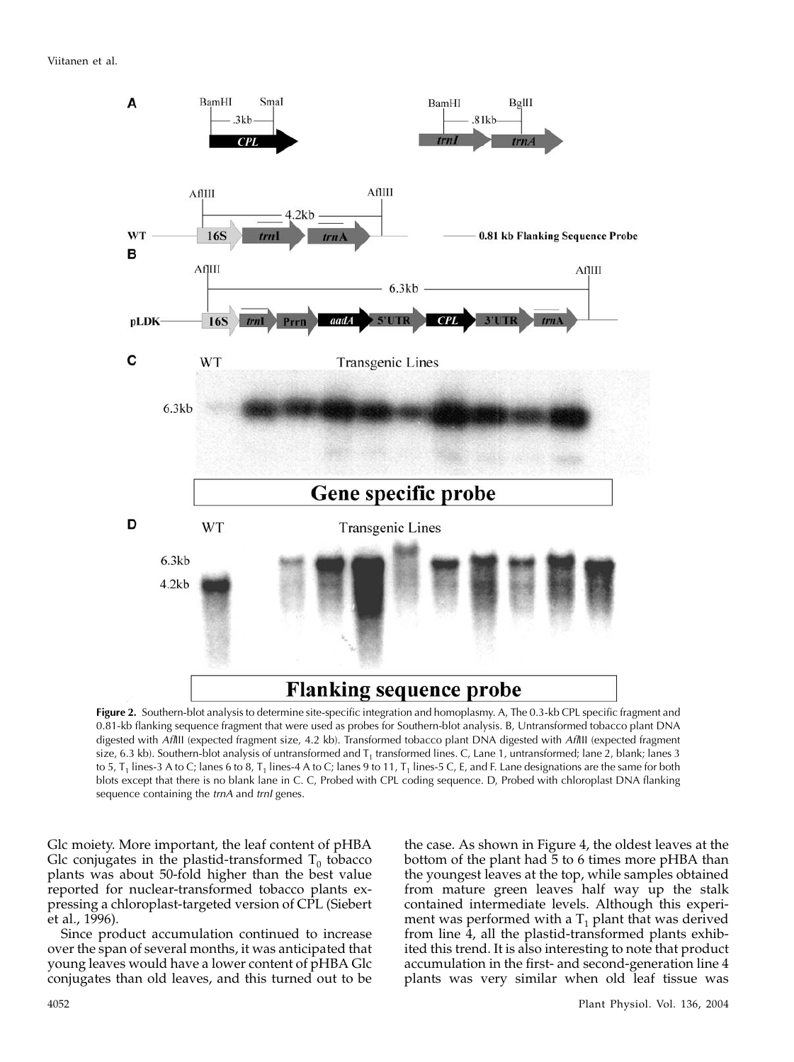**Figure 2.** Southern-blot analysis to determine site-specific integration and homoplasmy. A, The 0.3-kb CPL specific fragment and 0.81-kb flanking sequence fragment that were used as probes for Southern-blot analysis. B, Untransformed tobacco plant DNA digested with *Afl*III (expected fragment size, 4.2 kb). Transformed tobacco plant DNA digested with *Afl*III (expected fragment size, 6.3 kb). Southern-blot analysis of untransformed and $T_1$ transformed lines. C, Lane 1, untransformed; lane 2, blank; lanes 3 to 5, $T_1$ lines-3 A to C; lanes 6 to 8, $T_1$ lines-4 A to C; lanes 9 to 11, $T_1$ lines-5 C, E, and F. Lane designations are the same for both blots except that there is no blank lane in C. C, Probed with CPL coding sequence. D, Probed with chloroplast DNA flanking sequence containing the *trnA* and *trnI* genes.

Glc moiety. More important, the leaf content of pHBA Glc conjugates in the plastid-transformed $T_0$ tobacco plants was about 50-fold higher than the best value reported for nuclear-transformed tobacco plants expressing a chloroplast-targeted version of CPL (Siebert et al., 1996).

Since product accumulation continued to increase over the span of several months, it was anticipated that young leaves would have a lower content of pHBA Glc conjugates than old leaves, and this turned out to be the case. As shown in Figure 4, the oldest leaves at the bottom of the plant had 5 to 6 times more pHBA than the youngest leaves at the top, while samples obtained from mature green leaves half way up the stalk contained intermediate levels. Although this experiment was performed with a $T_1$ plant that was derived from line 4, all the plastid-transformed plants exhibited this trend. It is also interesting to note that product accumulation in the first- and second-generation line 4 plants was very similar when old leaf tissue was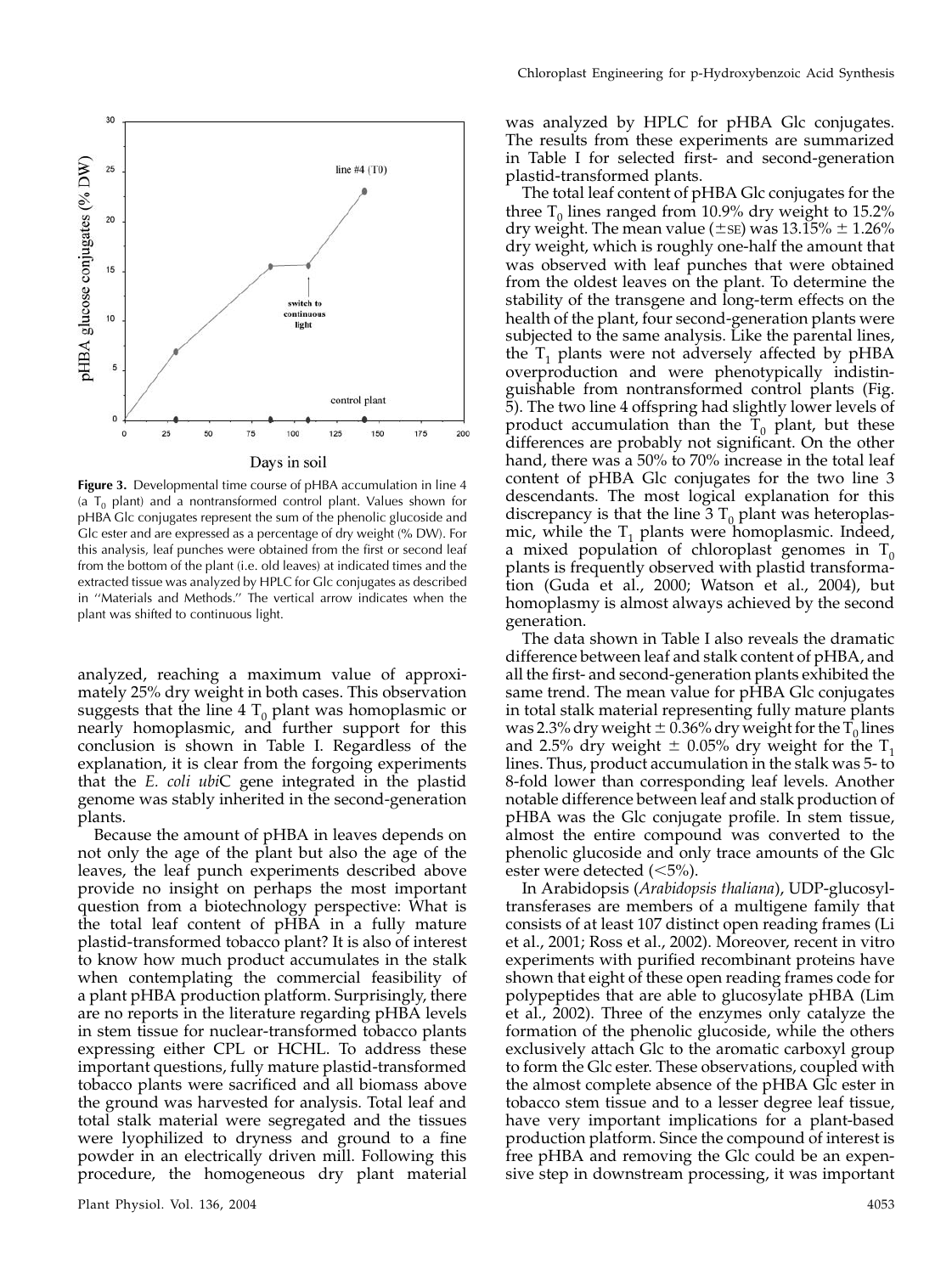**Figure 3.** Developmental time course of pHBA accumulation in line 4 (a $T_0$ plant) and a nontransformed control plant. Values shown for pHBA Glc conjugates represent the sum of the phenolic glucoside and Glc ester and are expressed as a percentage of dry weight (% DW). For this analysis, leaf punches were obtained from the first or second leaf from the bottom of the plant (i.e. old leaves) at indicated times and the extracted tissue was analyzed by HPLC for Glc conjugates as described in "Materials and Methods." The vertical arrow indicates when the plant was shifted to continuous light.

analyzed, reaching a maximum value of approximately 25% dry weight in both cases. This observation suggests that the line 4 $T_0$ plant was homoplasmic or nearly homoplasmic, and further support for this conclusion is shown in Table I. Regardless of the explanation, it is clear from the forgoing experiments that the *E. coli ubi*C gene integrated in the plastid genome was stably inherited in the second-generation plants.

Because the amount of pHBA in leaves depends on not only the age of the plant but also the age of the leaves, the leaf punch experiments described above provide no insight on perhaps the most important question from a biotechnology perspective: What is the total leaf content of pHBA in a fully mature plastid-transformed tobacco plant? It is also of interest to know how much product accumulates in the stalk when contemplating the commercial feasibility of a plant pHBA production platform. Surprisingly, there are no reports in the literature regarding pHBA levels in stem tissue for nuclear-transformed tobacco plants expressing either CPL or HCHL. To address these important questions, fully mature plastid-transformed tobacco plants were sacrificed and all biomass above the ground was harvested for analysis. Total leaf and total stalk material were segregated and the tissues were lyophilized to dryness and ground to a fine powder in an electrically driven mill. Following this procedure, the homogeneous dry plant material was analyzed by HPLC for pHBA Glc conjugates. The results from these experiments are summarized in Table I for selected first- and second-generation plastid-transformed plants.

The total leaf content of pHBA Glc conjugates for the three $T_0$ lines ranged from 10.9% dry weight to 15.2% dry weight. The mean value (±SE) was 13.15% ± 1.26% dry weight, which is roughly one-half the amount that was observed with leaf punches that were obtained from the oldest leaves on the plant. To determine the stability of the transgene and long-term effects on the health of the plant, four second-generation plants were subjected to the same analysis. Like the parental lines, the $T_1$ plants were not adversely affected by pHBA overproduction and were phenotypically indistinguishable from nontransformed control plants (Fig. 5). The two line 4 offspring had slightly lower levels of product accumulation than the $T_0$ plant, but these differences are probably not significant. On the other hand, there was a 50% to 70% increase in the total leaf content of pHBA Glc conjugates for the two line 3 descendants. The most logical explanation for this discrepancy is that the line 3 $T_0$ plant was heteroplasmic, while the $T_1$ plants were homoplasmic. Indeed, a mixed population of chloroplast genomes in $T_0$ plants is frequently observed with plastid transformation (Guda et al., 2000; Watson et al., 2004), but homoplasmy is almost always achieved by the second generation.

The data shown in Table I also reveals the dramatic difference between leaf and stalk content of pHBA, and all the first- and second-generation plants exhibited the same trend. The mean value for pHBA Glc conjugates in total stalk material representing fully mature plants was 2.3% dry weight ± 0.36% dry weight for the $T_0$ lines and 2.5% dry weight ± 0.05% dry weight for the $T_1$ lines. Thus, product accumulation in the stalk was 5- to 8-fold lower than corresponding leaf levels. Another notable difference between leaf and stalk production of pHBA was the Glc conjugate profile. In stem tissue, almost the entire compound was converted to the phenolic glucoside and only trace amounts of the Glc ester were detected (<5%).

In Arabidopsis (*Arabidopsis thaliana*), UDP-glucosyltransferases are members of a multigene family that consists of at least 107 distinct open reading frames (Li et al., 2001; Ross et al., 2002). Moreover, recent in vitro experiments with purified recombinant proteins have shown that eight of these open reading frames code for polypeptides that are able to glucosylate pHBA (Lim et al., 2002). Three of the enzymes only catalyze the formation of the phenolic glucoside, while the others exclusively attach Glc to the aromatic carboxyl group to form the Glc ester. These observations, coupled with the almost complete absence of the pHBA Glc ester in tobacco stem tissue and to a lesser degree leaf tissue, have very important implications for a plant-based production platform. Since the compound of interest is free pHBA and removing the Glc could be an expensive step in downstream processing, it was important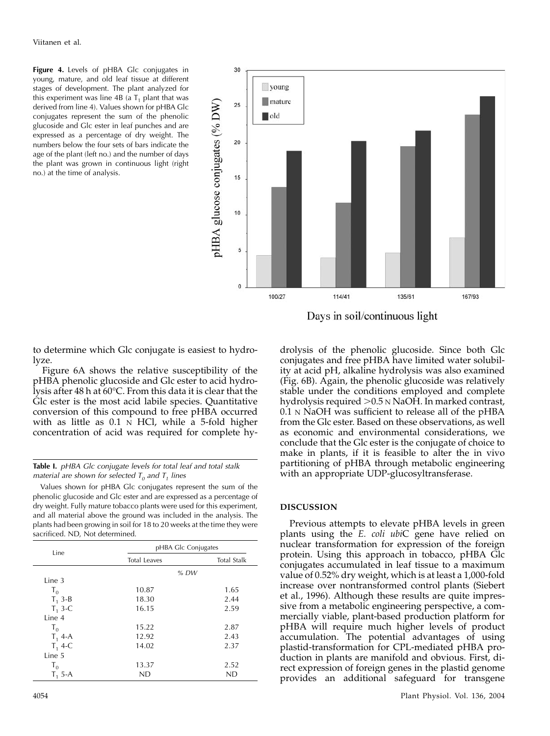**Figure 4.** Levels of pHBA Glc conjugates in young, mature, and old leaf tissue at different stages of development. The plant analyzed for this experiment was line 4B (a $T_1$ plant that was derived from line 4). Values shown for pHBA Glc conjugates represent the sum of the phenolic glucoside and Glc ester in leaf punches and are expressed as a percentage of dry weight. The numbers below the four sets of bars indicate the age of the plant (left no.) and the number of days the plant was grown in continuous light (right no.) at the time of analysis.

to determine which Glc conjugate is easiest to hydrolyze.

Figure 6A shows the relative susceptibility of the pHBA phenolic glucoside and Glc ester to acid hydrolysis after 48 h at 60°C. From this data it is clear that the Glc ester is the most acid labile species. Quantitative conversion of this compound to free pHBA occurred with as little as 0.1 N HCl, while a 5-fold higher concentration of acid was required for complete hydrolysis of the phenolic glucoside. Since both Glc conjugates and free pHBA have limited water solubility at acid pH, alkaline hydrolysis was also examined (Fig. 6B). Again, the phenolic glucoside was relatively stable under the conditions employed and complete hydrolysis required >0.5 N NaOH. In marked contrast, 0.1 N NaOH was sufficient to release all of the pHBA from the Glc ester. Based on these observations, as well as economic and environmental considerations, we conclude that the Glc ester is the conjugate of choice to make in plants, if it is feasible to alter the in vivo partitioning of pHBA through metabolic engineering with an appropriate UDP-glucosyltransferase.

**Table I.** *pHBA Glc conjugate levels for total leaf and total stalk material are shown for selected $T_0$ and $T_1$ lines*

Values shown for pHBA Glc conjugates represent the sum of the phenolic glucoside and Glc ester and are expressed as a percentage of dry weight. Fully mature tobacco plants were used for this experiment, and all material above the ground was included in the analysis. The plants had been growing in soil for 18 to 20 weeks at the time they were sacrificed. ND, Not determined.

| Line | pHBA Glc Conjugates | |
|---|---|---|
| | Total Leaves | Total Stalk |
| | *% DW* | |
| Line 3 | | |
| $T_0$ | 10.87 | 1.65 |
| $T_1$ 3-B | 18.30 | 2.44 |
| $T_1$ 3-C | 16.15 | 2.59 |
| Line 4 | | |
| $T_0$ | 15.22 | 2.87 |
| $T_1$ 4-A | 12.92 | 2.43 |
| $T_1$ 4-C | 14.02 | 2.37 |
| Line 5 | | |
| $T_0$ | 13.37 | 2.52 |
| $T_1$ 5-A | ND | ND |

## DISCUSSION

Previous attempts to elevate pHBA levels in green plants using the *E. coli ubi*C gene have relied on nuclear transformation for expression of the foreign protein. Using this approach in tobacco, pHBA Glc conjugates accumulated in leaf tissue to a maximum value of 0.52% dry weight, which is at least a 1,000-fold increase over nontransformed control plants (Siebert et al., 1996). Although these results are quite impressive from a metabolic engineering perspective, a commercially viable, plant-based production platform for pHBA will require much higher levels of product accumulation. The potential advantages of using plastid-transformation for CPL-mediated pHBA production in plants are manifold and obvious. First, direct expression of foreign genes in the plastid genome provides an additional safeguard for transgene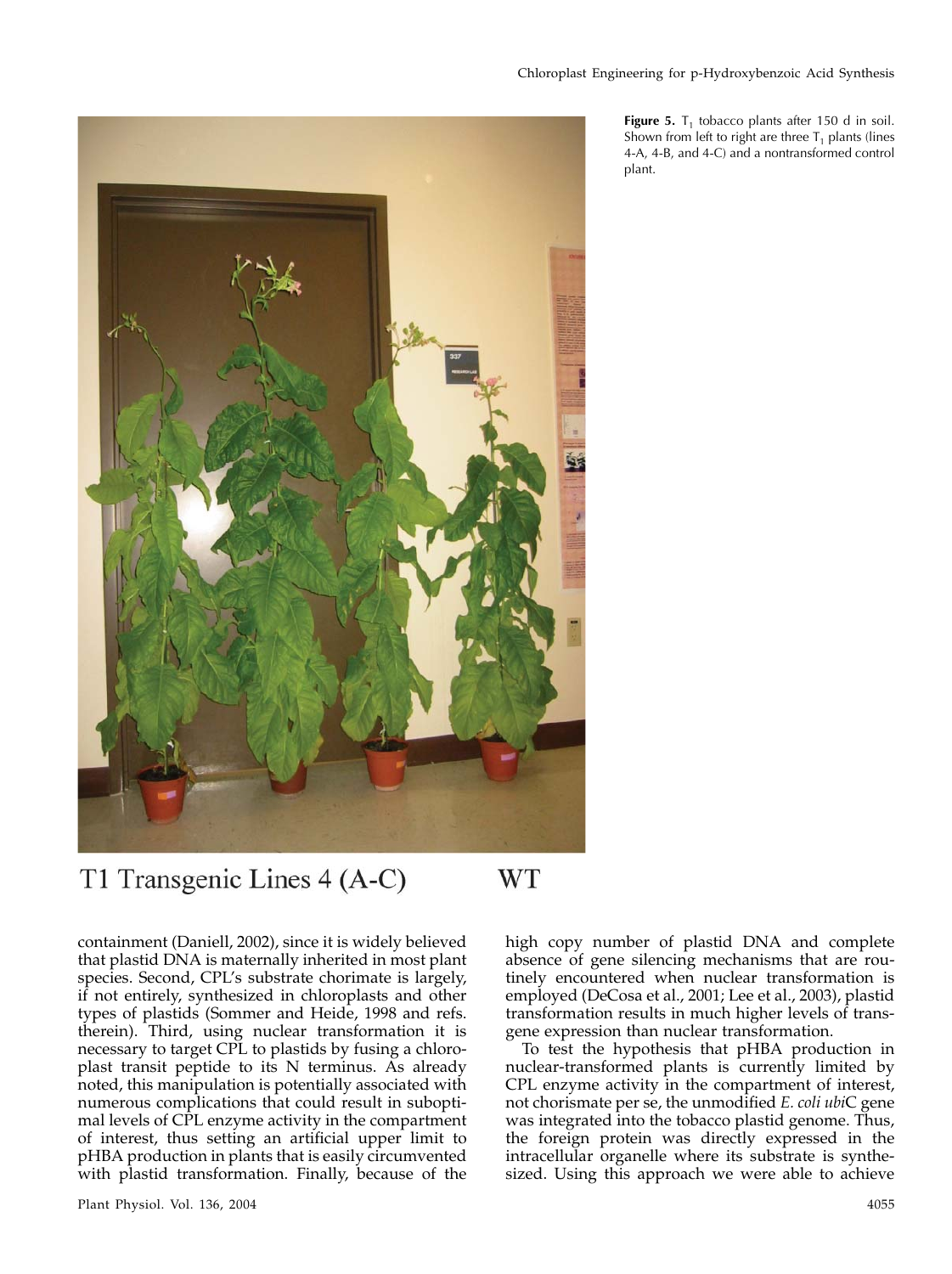**Figure 5.** $T_1$ tobacco plants after 150 d in soil. Shown from left to right are three $T_1$ plants (lines 4-A, 4-B, and 4-C) and a nontransformed control plant.

T1 Transgenic Lines 4 (A-C) WT

containment (Daniell, 2002), since it is widely believed that plastid DNA is maternally inherited in most plant species. Second, CPL's substrate chorimate is largely, if not entirely, synthesized in chloroplasts and other types of plastids (Sommer and Heide, 1998 and refs. therein). Third, using nuclear transformation it is necessary to target CPL to plastids by fusing a chloroplast transit peptide to its N terminus. As already noted, this manipulation is potentially associated with numerous complications that could result in suboptimal levels of CPL enzyme activity in the compartment of interest, thus setting an artificial upper limit to pHBA production in plants that is easily circumvented with plastid transformation. Finally, because of the high copy number of plastid DNA and complete absence of gene silencing mechanisms that are routinely encountered when nuclear transformation is employed (DeCosa et al., 2001; Lee et al., 2003), plastid transformation results in much higher levels of transgene expression than nuclear transformation.

To test the hypothesis that pHBA production in nuclear-transformed plants is currently limited by CPL enzyme activity in the compartment of interest, not chorismate per se, the unmodified *E. coli ubi*C gene was integrated into the tobacco plastid genome. Thus, the foreign protein was directly expressed in the intracellular organelle where its substrate is synthesized. Using this approach we were able to achieve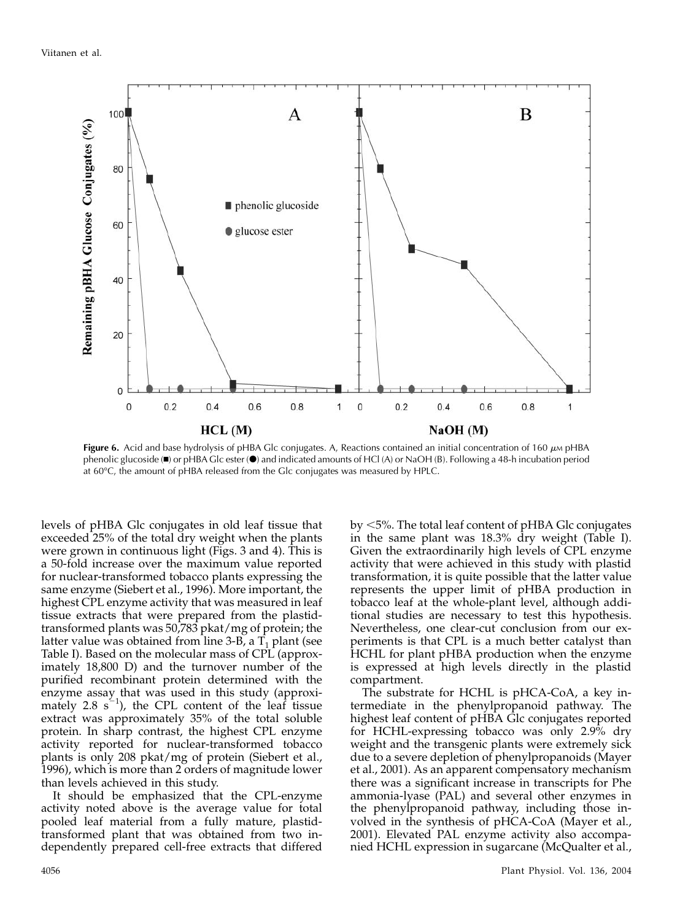**Figure 6.** Acid and base hydrolysis of pHBA Glc conjugates. A, Reactions contained an initial concentration of 160 $\mu$M pHBA phenolic glucoside (■) or pHBA Glc ester (●) and indicated amounts of HCl (A) or NaOH (B). Following a 48-h incubation period at 60°C, the amount of pHBA released from the Glc conjugates was measured by HPLC.

levels of pHBA Glc conjugates in old leaf tissue that exceeded 25% of the total dry weight when the plants were grown in continuous light (Figs. 3 and 4). This is a 50-fold increase over the maximum value reported for nuclear-transformed tobacco plants expressing the same enzyme (Siebert et al., 1996). More important, the highest CPL enzyme activity that was measured in leaf tissue extracts that were prepared from the plastid-transformed plants was 50,783 pkat/mg of protein; the latter value was obtained from line 3-B, a $T_1$ plant (see Table I). Based on the molecular mass of CPL (approximately 18,800 D) and the turnover number of the purified recombinant protein determined with the enzyme assay that was used in this study (approximately 2.8 $s^{-1}$), the CPL content of the leaf tissue extract was approximately 35% of the total soluble protein. In sharp contrast, the highest CPL enzyme activity reported for nuclear-transformed tobacco plants is only 208 pkat/mg of protein (Siebert et al., 1996), which is more than 2 orders of magnitude lower than levels achieved in this study.

It should be emphasized that the CPL-enzyme activity noted above is the average value for total pooled leaf material from a fully mature, plastid-transformed plant that was obtained from two independently prepared cell-free extracts that differed by <5%. The total leaf content of pHBA Glc conjugates in the same plant was 18.3% dry weight (Table I). Given the extraordinarily high levels of CPL enzyme activity that were achieved in this study with plastid transformation, it is quite possible that the latter value represents the upper limit of pHBA production in tobacco leaf at the whole-plant level, although additional studies are necessary to test this hypothesis. Nevertheless, one clear-cut conclusion from our experiments is that CPL is a much better catalyst than HCHL for plant pHBA production when the enzyme is expressed at high levels directly in the plastid compartment.

The substrate for HCHL is pHCA-CoA, a key intermediate in the phenylpropanoid pathway. The highest leaf content of pHBA Glc conjugates reported for HCHL-expressing tobacco was only 2.9% dry weight and the transgenic plants were extremely sick due to a severe depletion of phenylpropanoids (Mayer et al., 2001). As an apparent compensatory mechanism there was a significant increase in transcripts for Phe ammonia-lyase (PAL) and several other enzymes in the phenylpropanoid pathway, including those involved in the synthesis of pHCA-CoA (Mayer et al., 2001). Elevated PAL enzyme activity also accompanied HCHL expression in sugarcane (McQualter et al.,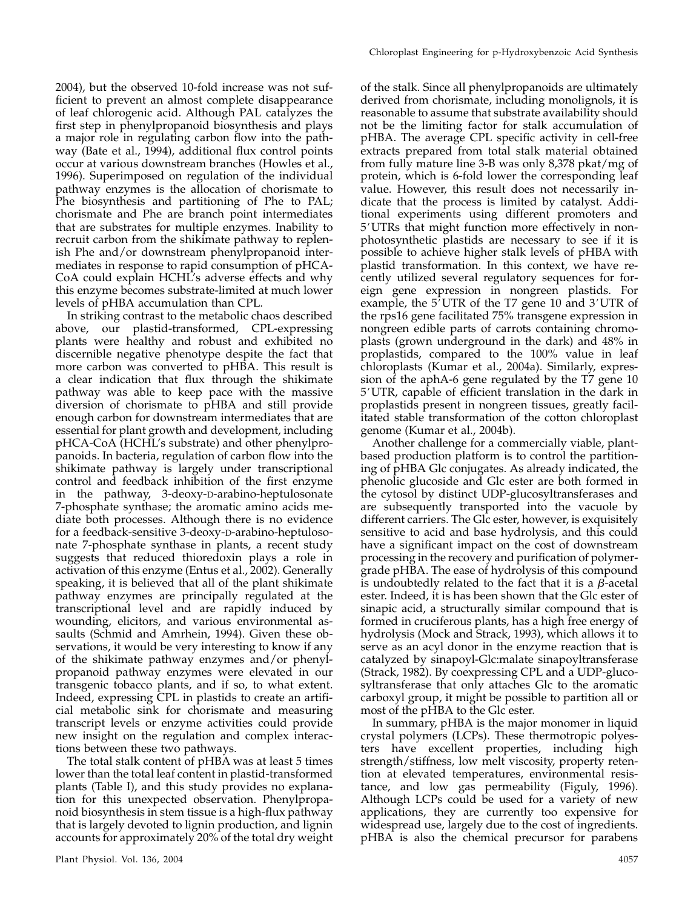2004), but the observed 10-fold increase was not sufficient to prevent an almost complete disappearance of leaf chlorogenic acid. Although PAL catalyzes the first step in phenylpropanoid biosynthesis and plays a major role in regulating carbon flow into the pathway (Bate et al., 1994), additional flux control points occur at various downstream branches (Howles et al., 1996). Superimposed on regulation of the individual pathway enzymes is the allocation of chorismate to Phe biosynthesis and partitioning of Phe to PAL; chorismate and Phe are branch point intermediates that are substrates for multiple enzymes. Inability to recruit carbon from the shikimate pathway to replenish Phe and/or downstream phenylpropanoid intermediates in response to rapid consumption of pHCA-CoA could explain HCHL's adverse effects and why this enzyme becomes substrate-limited at much lower levels of pHBA accumulation than CPL.

In striking contrast to the metabolic chaos described above, our plastid-transformed, CPL-expressing plants were healthy and robust and exhibited no discernible negative phenotype despite the fact that more carbon was converted to pHBA. This result is a clear indication that flux through the shikimate pathway was able to keep pace with the massive diversion of chorismate to pHBA and still provide enough carbon for downstream intermediates that are essential for plant growth and development, including pHCA-CoA (HCHL's substrate) and other phenylpropanoids. In bacteria, regulation of carbon flow into the shikimate pathway is largely under transcriptional control and feedback inhibition of the first enzyme in the pathway, 3-deoxy-D-arabino-heptulosonate 7-phosphate synthase; the aromatic amino acids mediate both processes. Although there is no evidence for a feedback-sensitive 3-deoxy-D-arabino-heptulosonate 7-phosphate synthase in plants, a recent study suggests that reduced thioredoxin plays a role in activation of this enzyme (Entus et al., 2002). Generally speaking, it is believed that all of the plant shikimate pathway enzymes are principally regulated at the transcriptional level and are rapidly induced by wounding, elicitors, and various environmental assaults (Schmid and Amrhein, 1994). Given these observations, it would be very interesting to know if any of the shikimate pathway enzymes and/or phenylpropanoid pathway enzymes were elevated in our transgenic tobacco plants, and if so, to what extent. Indeed, expressing CPL in plastids to create an artificial metabolic sink for chorismate and measuring transcript levels or enzyme activities could provide new insight on the regulation and complex interactions between these two pathways.

The total stalk content of pHBA was at least 5 times lower than the total leaf content in plastid-transformed plants (Table I), and this study provides no explanation for this unexpected observation. Phenylpropanoid biosynthesis in stem tissue is a high-flux pathway that is largely devoted to lignin production, and lignin accounts for approximately 20% of the total dry weight of the stalk. Since all phenylpropanoids are ultimately derived from chorismate, including monolignols, it is reasonable to assume that substrate availability should not be the limiting factor for stalk accumulation of pHBA. The average CPL specific activity in cell-free extracts prepared from total stalk material obtained from fully mature line 3-B was only 8,378 pkat/mg of protein, which is 6-fold lower the corresponding leaf value. However, this result does not necessarily indicate that the process is limited by catalyst. Additional experiments using different promoters and 5′UTRs that might function more effectively in nonphotosynthetic plastids are necessary to see if it is possible to achieve higher stalk levels of pHBA with plastid transformation. In this context, we have recently utilized several regulatory sequences for foreign gene expression in nongreen plastids. For example, the 5′UTR of the T7 gene 10 and 3′UTR of the rps16 gene facilitated 75% transgene expression in nongreen edible parts of carrots containing chromoplasts (grown underground in the dark) and 48% in proplastids, compared to the 100% value in leaf chloroplasts (Kumar et al., 2004a). Similarly, expression of the aphA-6 gene regulated by the T7 gene 10 5′UTR, capable of efficient translation in the dark in proplastids present in nongreen tissues, greatly facilitated stable transformation of the cotton chloroplast genome (Kumar et al., 2004b).

Another challenge for a commercially viable, plant-based production platform is to control the partitioning of pHBA Glc conjugates. As already indicated, the phenolic glucoside and Glc ester are both formed in the cytosol by distinct UDP-glucosyltransferases and are subsequently transported into the vacuole by different carriers. The Glc ester, however, is exquisitely sensitive to acid and base hydrolysis, and this could have a significant impact on the cost of downstream processing in the recovery and purification of polymer-grade pHBA. The ease of hydrolysis of this compound is undoubtedly related to the fact that it is a $\beta$-acetal ester. Indeed, it is has been shown that the Glc ester of sinapic acid, a structurally similar compound that is formed in cruciferous plants, has a high free energy of hydrolysis (Mock and Strack, 1993), which allows it to serve as an acyl donor in the enzyme reaction that is catalyzed by sinapoyl-Glc:malate sinapoyltransferase (Strack, 1982). By coexpressing CPL and a UDP-glucosyltransferase that only attaches Glc to the aromatic carboxyl group, it might be possible to partition all or most of the pHBA to the Glc ester.

In summary, pHBA is the major monomer in liquid crystal polymers (LCPs). These thermotropic polyesters have excellent properties, including high strength/stiffness, low melt viscosity, property retention at elevated temperatures, environmental resistance, and low gas permeability (Figuly, 1996). Although LCPs could be used for a variety of new applications, they are currently too expensive for widespread use, largely due to the cost of ingredients. pHBA is also the chemical precursor for parabens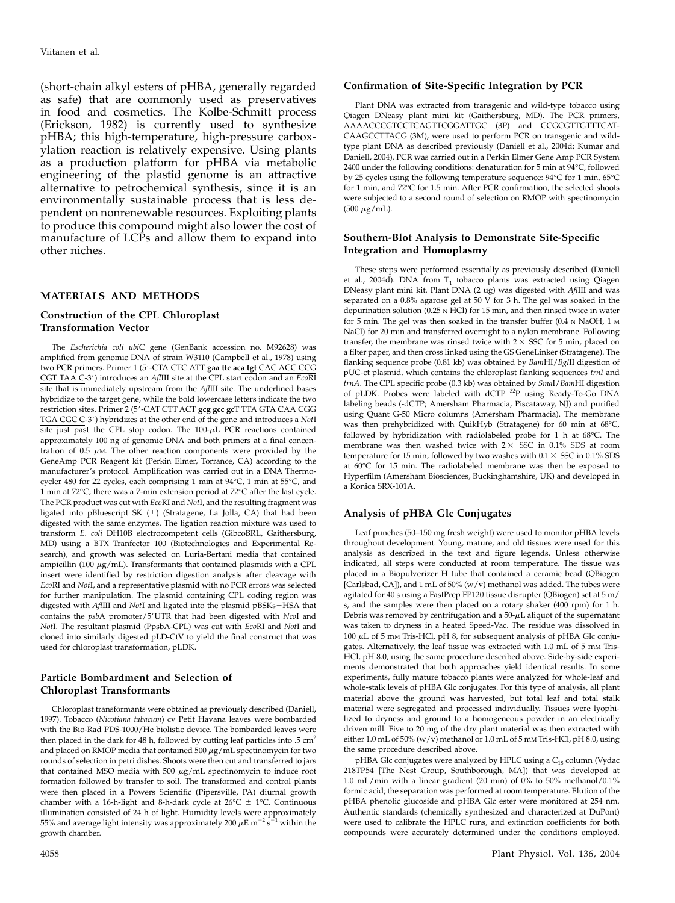(short-chain alkyl esters of pHBA, generally regarded as safe) that are commonly used as preservatives in food and cosmetics. The Kolbe-Schmitt process (Erickson, 1982) is currently used to synthesize pHBA; this high-temperature, high-pressure carboxylation reaction is relatively expensive. Using plants as a production platform for pHBA via metabolic engineering of the plastid genome is an attractive alternative to petrochemical synthesis, since it is an environmentally sustainable process that is less dependent on nonrenewable resources. Exploiting plants to produce this compound might also lower the cost of manufacture of LCPs and allow them to expand into other niches.

## MATERIALS AND METHODS

### Construction of the CPL Chloroplast Transformation Vector

The *Escherichia coli ubi*C gene (GenBank accession no. M92628) was amplified from genomic DNA of strain W3110 (Campbell et al., 1978) using two PCR primers. Primer 1 (5′-CTA CTC ATT **gaa ttc aca tgt** CAC ACC CCG CGT TAA C-3′) introduces an *Afl*III site at the CPL start codon and an *Eco*RI site that is immediately upstream from the *Afl*III site. The underlined bases hybridize to the target gene, while the bold lowercase letters indicate the two restriction sites. Primer 2 (5′-CAT CTT ACT **gcg gcc gc**T TTA GTA CAA CGG TGA CGC C-3′) hybridizes at the other end of the gene and introduces a *Not*I site just past the CPL stop codon. The 100-μL PCR reactions contained approximately 100 ng of genomic DNA and both primers at a final concentration of 0.5 μM. The other reaction components were provided by the GeneAmp PCR Reagent kit (Perkin Elmer, Torrance, CA) according to the manufacturer's protocol. Amplification was carried out in a DNA Thermocycler 480 for 22 cycles, each comprising 1 min at 94°C, 1 min at 55°C, and 1 min at 72°C; there was a 7-min extension period at 72°C after the last cycle. The PCR product was cut with *Eco*RI and *Not*I, and the resulting fragment was ligated into pBluescript SK (±) (Stratagene, La Jolla, CA) that had been digested with the same enzymes. The ligation reaction mixture was used to transform *E. coli* DH10B electrocompetent cells (GibcoBRL, Gaithersburg, MD) using a BTX Tranfector 100 (Biotechnologies and Experimental Research), and growth was selected on Luria-Bertani media that contained ampicillin (100 μg/mL). Transformants that contained plasmids with a CPL insert were identified by restriction digestion analysis after cleavage with *Eco*RI and *Not*I, and a representative plasmid with no PCR errors was selected for further manipulation. The plasmid containing CPL coding region was digested with *Afl*III and *Not*I and ligated into the plasmid pBSKs+HSA that contains the *psb*A promoter/5′UTR that had been digested with *Nco*I and *Not*I. The resultant plasmid (PpsbA-CPL) was cut with *Eco*RI and *Not*I and cloned into similarly digested pLD-CtV to yield the final construct that was used for chloroplast transformation, pLDK.

### Particle Bombardment and Selection of Chloroplast Transformants

Chloroplast transformants were obtained as previously described (Daniell, 1997). Tobacco (*Nicotiana tabacum*) cv Petit Havana leaves were bombarded with the Bio-Rad PDS-1000/He biolistic device. The bombarded leaves were then placed in the dark for 48 h, followed by cutting leaf particles into .5 cm$^2$ and placed on RMOP media that contained 500 μg/mL spectinomycin for two rounds of selection in petri dishes. Shoots were then cut and transferred to jars that contained MSO media with 500 μg/mL spectinomycin to induce root formation followed by transfer to soil. The transformed and control plants were then placed in a Powers Scientific (Pipersville, PA) diurnal growth chamber with a 16-h-light and 8-h-dark cycle at 26°C ± 1°C. Continuous illumination consisted of 24 h of light. Humidity levels were approximately 55% and average light intensity was approximately 200 μE m$^{-2}$ s$^{-1}$ within the growth chamber.

### Confirmation of Site-Specific Integration by PCR

Plant DNA was extracted from transgenic and wild-type tobacco using Qiagen DNeasy plant mini kit (Gaithersburg, MD). The PCR primers, AAAACCCGTCCTCAGTTCGGATTGC (3P) and CCGCGTTGTTTCATCAAGCCTTACG (3M), were used to perform PCR on transgenic and wild-type plant DNA as described previously (Daniell et al., 2004d; Kumar and Daniell, 2004). PCR was carried out in a Perkin Elmer Gene Amp PCR System 2400 under the following conditions: denaturation for 5 min at 94°C, followed by 25 cycles using the following temperature sequence: 94°C for 1 min, 65°C for 1 min, and 72°C for 1.5 min. After PCR confirmation, the selected shoots were subjected to a second round of selection on RMOP with spectinomycin (500 μg/mL).

### Southern-Blot Analysis to Demonstrate Site-Specific Integration and Homoplasmy

These steps were performed essentially as previously described (Daniell et al., 2004d). DNA from $T_1$ tobacco plants was extracted using Qiagen DNeasy plant mini kit. Plant DNA (2 ug) was digested with *Afl*III and was separated on a 0.8% agarose gel at 50 V for 3 h. The gel was soaked in the depurination solution (0.25 N HCl) for 15 min, and then rinsed twice in water for 5 min. The gel was then soaked in the transfer buffer (0.4 N NaOH, 1 M NaCl) for 20 min and transferred overnight to a nylon membrane. Following transfer, the membrane was rinsed twice with 2× SSC for 5 min, placed on a filter paper, and then cross linked using the GS GeneLinker (Stratagene). The flanking sequence probe (0.81 kb) was obtained by *Bam*HI/*Bgl*II digestion of pUC-ct plasmid, which contains the chloroplast flanking sequences *trnI* and *trnA*. The CPL specific probe (0.3 kb) was obtained by *Sma*I/*Bam*HI digestion of pLDK. Probes were labeled with dCTP $^{32}$P using Ready-To-Go DNA labeling beads (-dCTP; Amersham Pharmacia, Piscataway, NJ) and purified using Quant G-50 Micro columns (Amersham Pharmacia). The membrane was then prehybridized with QuikHyb (Stratagene) for 60 min at 68°C, followed by hybridization with radiolabeled probe for 1 h at 68°C. The membrane was then washed twice with 2× SSC in 0.1% SDS at room temperature for 15 min, followed by two washes with 0.1× SSC in 0.1% SDS at 60°C for 15 min. The radiolabeled membrane was then be exposed to Hyperfilm (Amersham Biosciences, Buckinghamshire, UK) and developed in a Konica SRX-101A.

### Analysis of pHBA Glc Conjugates

Leaf punches (50–150 mg fresh weight) were used to monitor pHBA levels throughout development. Young, mature, and old tissues were used for this analysis as described in the text and figure legends. Unless otherwise indicated, all steps were conducted at room temperature. The tissue was placed in a Biopulverizer H tube that contained a ceramic bead (QBiogen [Carlsbad, CA]), and 1 mL of 50% (w/v) methanol was added. The tubes were agitated for 40 s using a FastPrep FP120 tissue disrupter (QBiogen) set at 5 m/s, and the samples were then placed on a rotary shaker (400 rpm) for 1 h. Debris was removed by centrifugation and a 50-μL aliquot of the supernatant was taken to dryness in a heated Speed-Vac. The residue was dissolved in 100 μL of 5 mM Tris-HCl, pH 8, for subsequent analysis of pHBA Glc conjugates. Alternatively, the leaf tissue was extracted with 1.0 mL of 5 mM Tris-HCl, pH 8.0, using the same procedure described above. Side-by-side experiments demonstrated that both approaches yield identical results. In some experiments, fully mature tobacco plants were analyzed for whole-leaf and whole-stalk levels of pHBA Glc conjugates. For this type of analysis, all plant material above the ground was harvested, but total leaf and total stalk material were segregated and processed individually. Tissues were lyophilized to dryness and ground to a homogeneous powder in an electrically driven mill. Five to 20 mg of the dry plant material was then extracted with either 1.0 mL of 50% (w/v) methanol or 1.0 mL of 5 mM Tris-HCl, pH 8.0, using the same procedure described above.

pHBA Glc conjugates were analyzed by HPLC using a $C_{18}$ column (Vydac 218TP54 [The Nest Group, Southborough, MA]) that was developed at 1.0 mL/min with a linear gradient (20 min) of 0% to 50% methanol/0.1% formic acid; the separation was performed at room temperature. Elution of the pHBA phenolic glucoside and pHBA Glc ester were monitored at 254 nm. Authentic standards (chemically synthesized and characterized at DuPont) were used to calibrate the HPLC runs, and extinction coefficients for both compounds were accurately determined under the conditions employed.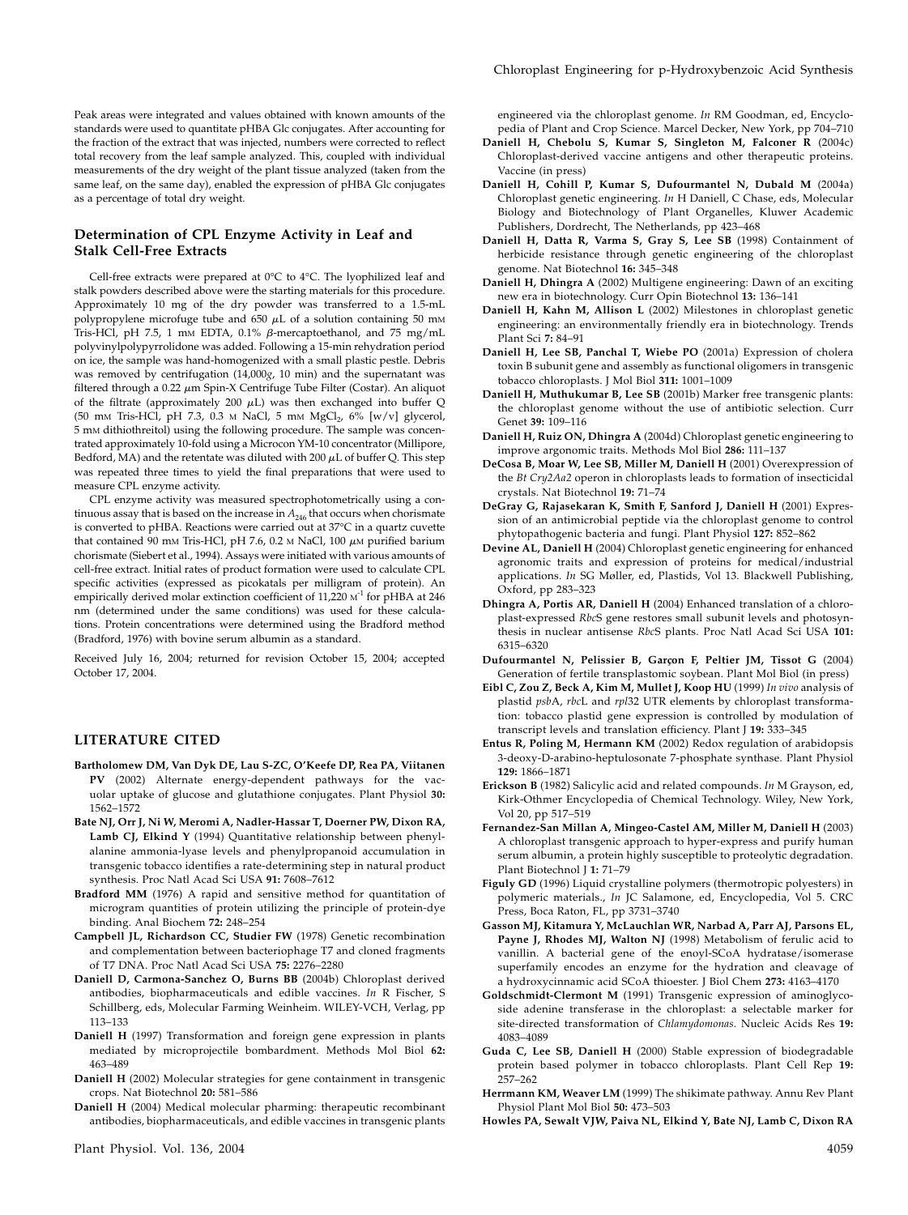Peak areas were integrated and values obtained with known amounts of the standards were used to quantitate pHBA Glc conjugates. After accounting for the fraction of the extract that was injected, numbers were corrected to reflect total recovery from the leaf sample analyzed. This, coupled with individual measurements of the dry weight of the plant tissue analyzed (taken from the same leaf, on the same day), enabled the expression of pHBA Glc conjugates as a percentage of total dry weight.

### Determination of CPL Enzyme Activity in Leaf and Stalk Cell-Free Extracts

Cell-free extracts were prepared at 0°C to 4°C. The lyophilized leaf and stalk powders described above were the starting materials for this procedure. Approximately 10 mg of the dry powder was transferred to a 1.5-mL polypropylene microfuge tube and 650 $\mu$L of a solution containing 50 mM Tris-HCl, pH 7.5, 1 mM EDTA, 0.1% $\beta$-mercaptoethanol, and 75 mg/mL polyvinylpolypyrrolidone was added. Following a 15-min rehydration period on ice, the sample was hand-homogenized with a small plastic pestle. Debris was removed by centrifugation (14,000*g*, 10 min) and the supernatant was filtered through a 0.22 $\mu$m Spin-X Centrifuge Tube Filter (Costar). An aliquot of the filtrate (approximately 200 $\mu$L) was then exchanged into buffer Q (50 mM Tris-HCl, pH 7.3, 0.3 M NaCl, 5 mM $MgCl_2$, 6% [w/v] glycerol, 5 mM dithiothreitol) using the following procedure. The sample was concentrated approximately 10-fold using a Microcon YM-10 concentrator (Millipore, Bedford, MA) and the retentate was diluted with 200 $\mu$L of buffer Q. This step was repeated three times to yield the final preparations that were used to measure CPL enzyme activity.

CPL enzyme activity was measured spectrophotometrically using a continuous assay that is based on the increase in $A_{246}$ that occurs when chorismate is converted to pHBA. Reactions were carried out at 37°C in a quartz cuvette that contained 90 mM Tris-HCl, pH 7.6, 0.2 M NaCl, 100 $\mu$M purified barium chorismate (Siebert et al., 1994). Assays were initiated with various amounts of cell-free extract. Initial rates of product formation were used to calculate CPL specific activities (expressed as picokatals per milligram of protein). An empirically derived molar extinction coefficient of 11,220 $M^{-1}$ for pHBA at 246 nm (determined under the same conditions) was used for these calculations. Protein concentrations were determined using the Bradford method (Bradford, 1976) with bovine serum albumin as a standard.

Received July 16, 2004; returned for revision October 15, 2004; accepted October 17, 2004.

## LITERATURE CITED

**Bartholomew DM, Van Dyk DE, Lau S-ZC, O'Keefe DP, Rea PA, Viitanen PV** (2002) Alternate energy-dependent pathways for the vacuolar uptake of glucose and glutathione conjugates. Plant Physiol **30:** 1562–1572

**Bate NJ, Orr J, Ni W, Meromi A, Nadler-Hassar T, Doerner PW, Dixon RA, Lamb CJ, Elkind Y** (1994) Quantitative relationship between phenylalanine ammonia-lyase levels and phenylpropanoid accumulation in transgenic tobacco identifies a rate-determining step in natural product synthesis. Proc Natl Acad Sci USA **91:** 7608–7612

**Bradford MM** (1976) A rapid and sensitive method for quantitation of microgram quantities of protein utilizing the principle of protein-dye binding. Anal Biochem **72:** 248–254

**Campbell JL, Richardson CC, Studier FW** (1978) Genetic recombination and complementation between bacteriophage T7 and cloned fragments of T7 DNA. Proc Natl Acad Sci USA **75:** 2276–2280

**Daniell D, Carmona-Sanchez O, Burns BB** (2004b) Chloroplast derived antibodies, biopharmaceuticals and edible vaccines. *In* R Fischer, S Schillberg, eds, Molecular Farming Weinheim. WILEY-VCH, Verlag, pp 113–133

**Daniell H** (1997) Transformation and foreign gene expression in plants mediated by microprojectile bombardment. Methods Mol Biol **62:** 463–489

**Daniell H** (2002) Molecular strategies for gene containment in transgenic crops. Nat Biotechnol **20:** 581–586

**Daniell H** (2004) Medical molecular pharming: therapeutic recombinant antibodies, biopharmaceuticals, and edible vaccines in transgenic plants engineered via the chloroplast genome. *In* RM Goodman, ed, Encyclopedia of Plant and Crop Science. Marcel Decker, New York, pp 704–710

**Daniell H, Chebolu S, Kumar S, Singleton M, Falconer R** (2004c) Chloroplast-derived vaccine antigens and other therapeutic proteins. Vaccine (in press)

**Daniell H, Cohill P, Kumar S, Dufourmantel N, Dubald M** (2004a) Chloroplast genetic engineering. *In* H Daniell, C Chase, eds, Molecular Biology and Biotechnology of Plant Organelles, Kluwer Academic Publishers, Dordrecht, The Netherlands, pp 423–468

**Daniell H, Datta R, Varma S, Gray S, Lee SB** (1998) Containment of herbicide resistance through genetic engineering of the chloroplast genome. Nat Biotechnol **16:** 345–348

**Daniell H, Dhingra A** (2002) Multigene engineering: Dawn of an exciting new era in biotechnology. Curr Opin Biotechnol **13:** 136–141

**Daniell H, Kahn M, Allison L** (2002) Milestones in chloroplast genetic engineering: an environmentally friendly era in biotechnology. Trends Plant Sci **7:** 84–91

**Daniell H, Lee SB, Panchal T, Wiebe PO** (2001a) Expression of cholera toxin B subunit gene and assembly as functional oligomers in transgenic tobacco chloroplasts. J Mol Biol **311:** 1001–1009

**Daniell H, Muthukumar B, Lee SB** (2001b) Marker free transgenic plants: the chloroplast genome without the use of antibiotic selection. Curr Genet **39:** 109–116

**Daniell H, Ruiz ON, Dhingra A** (2004d) Chloroplast genetic engineering to improve agronomic traits. Methods Mol Biol **286:** 111–137

**DeCosa B, Moar W, Lee SB, Miller M, Daniell H** (2001) Overexpression of the *Bt Cry2Aa2* operon in chloroplasts leads to formation of insecticidal crystals. Nat Biotechnol **19:** 71–74

**DeGray G, Rajasekaran K, Smith F, Sanford J, Daniell H** (2001) Expression of an antimicrobial peptide via the chloroplast genome to control phytopathogenic bacteria and fungi. Plant Physiol **127:** 852–862

**Devine AL, Daniell H** (2004) Chloroplast genetic engineering for enhanced agronomic traits and expression of proteins for medical/industrial applications. *In* SG Møller, ed, Plastids, Vol 13. Blackwell Publishing, Oxford, pp 283–323

**Dhingra A, Portis AR, Daniell H** (2004) Enhanced translation of a chloroplast-expressed *Rbc*S gene restores small subunit levels and photosynthesis in nuclear antisense *Rbc*S plants. Proc Natl Acad Sci USA **101:** 6315–6320

**Dufourmantel N, Pelissier B, Garçon F, Peltier JM, Tissot G** (2004) Generation of fertile transplastomic soybean. Plant Mol Biol (in press)

**Eibl C, Zou Z, Beck A, Kim M, Mullet J, Koop HU** (1999) *In vivo* analysis of plastid *psb*A, *rbc*L and *rpl*32 UTR elements by chloroplast transformation: tobacco plastid gene expression is controlled by modulation of transcript levels and translation efficiency. Plant J **19:** 333–345

**Entus R, Poling M, Hermann KM** (2002) Redox regulation of arabidopsis 3-deoxy-D-arabino-heptulosonate 7-phosphate synthase. Plant Physiol **129:** 1866–1871

**Erickson B** (1982) Salicylic acid and related compounds. *In* M Grayson, ed, Kirk-Othmer Encyclopedia of Chemical Technology. Wiley, New York, Vol 20, pp 517–519

**Fernandez-San Millan A, Mingeo-Castel AM, Miller M, Daniell H** (2003) A chloroplast transgenic approach to hyper-express and purify human serum albumin, a protein highly susceptible to proteolytic degradation. Plant Biotechnol J **1:** 71–79

**Figuly GD** (1996) Liquid crystalline polymers (thermotropic polyesters) in polymeric materials., *In* JC Salamone, ed, Encyclopedia, Vol 5. CRC Press, Boca Raton, FL, pp 3731–3740

**Gasson MJ, Kitamura Y, McLauchlan WR, Narbad A, Parr AJ, Parsons EL, Payne J, Rhodes MJ, Walton NJ** (1998) Metabolism of ferulic acid to vanillin. A bacterial gene of the enoyl-SCoA hydratase/isomerase superfamily encodes an enzyme for the hydration and cleavage of a hydroxycinnamic acid SCoA thioester. J Biol Chem **273:** 4163–4170

**Goldschmidt-Clermont M** (1991) Transgenic expression of aminoglycoside adenine transferase in the chloroplast: a selectable marker for site-directed transformation of *Chlamydomonas*. Nucleic Acids Res **19:** 4083–4089

**Guda C, Lee SB, Daniell H** (2000) Stable expression of biodegradable protein based polymer in tobacco chloroplasts. Plant Cell Rep **19:** 257–262

**Herrmann KM, Weaver LM** (1999) The shikimate pathway. Annu Rev Plant Physiol Plant Mol Biol **50:** 473–503

**Howles PA, Sewalt VJW, Paiva NL, Elkind Y, Bate NJ, Lamb C, Dixon RA**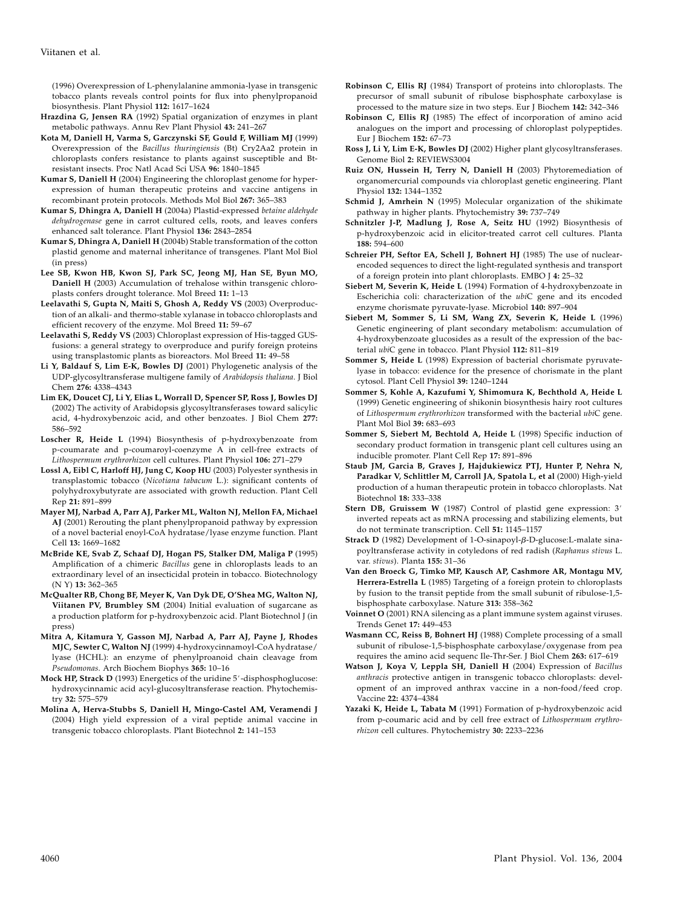(1996) Overexpression of L-phenylalanine ammonia-lyase in transgenic tobacco plants reveals control points for flux into phenylpropanoid biosynthesis. Plant Physiol **112:** 1617–1624

**Hrazdina G, Jensen RA** (1992) Spatial organization of enzymes in plant metabolic pathways. Annu Rev Plant Physiol **43:** 241–267

**Kota M, Daniell H, Varma S, Garczynski SF, Gould F, William MJ** (1999) Overexpression of the *Bacillus thuringiensis* (Bt) Cry2Aa2 protein in chloroplasts confers resistance to plants against susceptible and Bt-resistant insects. Proc Natl Acad Sci USA **96:** 1840–1845

**Kumar S, Daniell H** (2004) Engineering the chloroplast genome for hyper-expression of human therapeutic proteins and vaccine antigens in recombinant protein protocols. Methods Mol Biol **267:** 365–383

**Kumar S, Dhingra A, Daniell H** (2004a) Plastid-expressed *betaine aldehyde dehydrogenase* gene in carrot cultured cells, roots, and leaves confers enhanced salt tolerance. Plant Physiol **136:** 2843–2854

**Kumar S, Dhingra A, Daniell H** (2004b) Stable transformation of the cotton plastid genome and maternal inheritance of transgenes. Plant Mol Biol (in press)

**Lee SB, Kwon HB, Kwon SJ, Park SC, Jeong MJ, Han SE, Byun MO, Daniell H** (2003) Accumulation of trehalose within transgenic chloroplasts confers drought tolerance. Mol Breed **11:** 1–13

**Leelavathi S, Gupta N, Maiti S, Ghosh A, Reddy VS** (2003) Overproduction of an alkali- and thermo-stable xylanase in tobacco chloroplasts and efficient recovery of the enzyme. Mol Breed **11:** 59–67

**Leelavathi S, Reddy VS** (2003) Chloroplast expression of His-tagged GUS-fusions: a general strategy to overproduce and purify foreign proteins using transplastomic plants as bioreactors. Mol Breed **11:** 49–58

**Li Y, Baldauf S, Lim E-K, Bowles DJ** (2001) Phylogenetic analysis of the UDP-glycosyltransferase multigene family of *Arabidopsis thaliana*. J Biol Chem **276:** 4338–4343

**Lim EK, Doucet CJ, Li Y, Elias L, Worrall D, Spencer SP, Ross J, Bowles DJ** (2002) The activity of Arabidopsis glycosyltransferases toward salicylic acid, 4-hydroxybenzoic acid, and other benzoates. J Biol Chem **277:** 586–592

**Loscher R, Heide L** (1994) Biosynthesis of p-hydroxybenzoate from p-coumarate and p-coumaroyl-coenzyme A in cell-free extracts of *Lithospermum erythrorhizon* cell cultures. Plant Physiol **106:** 271–279

**Lossl A, Eibl C, Harloff HJ, Jung C, Koop HU** (2003) Polyester synthesis in transplastomic tobacco (*Nicotiana tabacum* L.): significant contents of polyhydroxybutyrate are associated with growth reduction. Plant Cell Rep **21:** 891–899

**Mayer MJ, Narbad A, Parr AJ, Parker ML, Walton NJ, Mellon FA, Michael AJ** (2001) Rerouting the plant phenylpropanoid pathway by expression of a novel bacterial enoyl-CoA hydratase/lyase enzyme function. Plant Cell **13:** 1669–1682

**McBride KE, Svab Z, Schaaf DJ, Hogan PS, Stalker DM, Maliga P** (1995) Amplification of a chimeric *Bacillus* gene in chloroplasts leads to an extraordinary level of an insecticidal protein in tobacco. Biotechnology (N Y) **13:** 362–365

**McQualter RB, Chong BF, Meyer K, Van Dyk DE, O'Shea MG, Walton NJ, Viitanen PV, Brumbley SM** (2004) Initial evaluation of sugarcane as a production platform for p-hydroxybenzoic acid. Plant Biotechnol J (in press)

**Mitra A, Kitamura Y, Gasson MJ, Narbad A, Parr AJ, Payne J, Rhodes MJC, Sewter C, Walton NJ** (1999) 4-hydroxycinnamoyl-CoA hydratase/lyase (HCHL): an enzyme of phenylproanoid chain cleavage from *Pseudomonas*. Arch Biochem Biophys **365:** 10–16

**Mock HP, Strack D** (1993) Energetics of the uridine 5′-disphosphoglucose: hydroxycinnamic acid acyl-glucosyltransferase reaction. Phytochemistry **32:** 575–579

**Molina A, Herva-Stubbs S, Daniell H, Mingo-Castel AM, Veramendi J** (2004) High yield expression of a viral peptide animal vaccine in transgenic tobacco chloroplasts. Plant Biotechnol **2:** 141–153

**Robinson C, Ellis RJ** (1984) Transport of proteins into chloroplasts. The precursor of small subunit of ribulose bisphosphate carboxylase is processed to the mature size in two steps. Eur J Biochem **142:** 342–346

**Robinson C, Ellis RJ** (1985) The effect of incorporation of amino acid analogues on the import and processing of chloroplast polypeptides. Eur J Biochem **152:** 67–73

**Ross J, Li Y, Lim E-K, Bowles DJ** (2002) Higher plant glycosyltransferases. Genome Biol **2:** REVIEWS3004

**Ruiz ON, Hussein H, Terry N, Daniell H** (2003) Phytoremediation of organomercurial compounds via chloroplast genetic engineering. Plant Physiol **132:** 1344–1352

**Schmid J, Amrhein N** (1995) Molecular organization of the shikimate pathway in higher plants. Phytochemistry **39:** 737–749

**Schnitzler J-P, Madlung J, Rose A, Seitz HU** (1992) Biosynthesis of p-hydroxybenzoic acid in elicitor-treated carrot cell cultures. Planta **188:** 594–600

**Schreier PH, Seftor EA, Schell J, Bohnert HJ** (1985) The use of nuclear-encoded sequences to direct the light-regulated synthesis and transport of a foreign protein into plant chloroplasts. EMBO J **4:** 25–32

**Siebert M, Severin K, Heide L** (1994) Formation of 4-hydroxybenzoate in Escherichia coli: characterization of the *ubi*C gene and its encoded enzyme chorismate pyruvate-lyase. Microbiol **140:** 897–904

**Siebert M, Sommer S, Li SM, Wang ZX, Severin K, Heide L** (1996) Genetic engineering of plant secondary metabolism: accumulation of 4-hydroxybenzoate glucosides as a result of the expression of the bacterial *ubi*C gene in tobacco. Plant Physiol **112:** 811–819

**Sommer S, Heide L** (1998) Expression of bacterial chorismate pyruvate-lyase in tobacco: evidence for the presence of chorismate in the plant cytosol. Plant Cell Physiol **39:** 1240–1244

**Sommer S, Kohle A, Kazufumi Y, Shimomura K, Bechthold A, Heide L** (1999) Genetic engineering of shikonin biosynthesis hairy root cultures of *Lithospermum erythrorhizon* transformed with the bacterial *ubi*C gene. Plant Mol Biol **39:** 683–693

**Sommer S, Siebert M, Bechtold A, Heide L** (1998) Specific induction of secondary product formation in transgenic plant cell cultures using an inducible promoter. Plant Cell Rep **17:** 891–896

**Staub JM, Garcia B, Graves J, Hajdukiewicz PTJ, Hunter P, Nehra N, Paradkar V, Schlittler M, Carroll JA, Spatola L, et al** (2000) High-yield production of a human therapeutic protein in tobacco chloroplasts. Nat Biotechnol **18:** 333–338

**Stern DB, Gruissem W** (1987) Control of plastid gene expression: 3′ inverted repeats act as mRNA processing and stabilizing elements, but do not terminate transcription. Cell **51:** 1145–1157

**Strack D** (1982) Development of 1-O-sinapoyl-β-D-glucose:L-malate sinapoyltransferase activity in cotyledons of red radish (*Raphanus stivus* L. var. *stivus*). Planta **155:** 31–36

**Van den Broeck G, Timko MP, Kausch AP, Cashmore AR, Montagu MV, Herrera-Estrella L** (1985) Targeting of a foreign protein to chloroplasts by fusion to the transit peptide from the small subunit of ribulose-1,5-bisphosphate carboxylase. Nature **313:** 358–362

**Voinnet O** (2001) RNA silencing as a plant immune system against viruses. Trends Genet **17:** 449–453

**Wasmann CC, Reiss B, Bohnert HJ** (1988) Complete processing of a small subunit of ribulose-1,5-bisphosphate carboxylase/oxygenase from pea requires the amino acid sequenc Ile-Thr-Ser. J Biol Chem **263:** 617–619

**Watson J, Koya V, Leppla SH, Daniell H** (2004) Expression of *Bacillus anthracis* protective antigen in transgenic tobacco chloroplasts: development of an improved anthrax vaccine in a non-food/feed crop. Vaccine **22:** 4374–4384

**Yazaki K, Heide L, Tabata M** (1991) Formation of p-hydroxybenzoic acid from p-coumaric acid and by cell free extract of *Lithospermum erythrorhizon* cell cultures. Phytochemistry **30:** 2233–2236